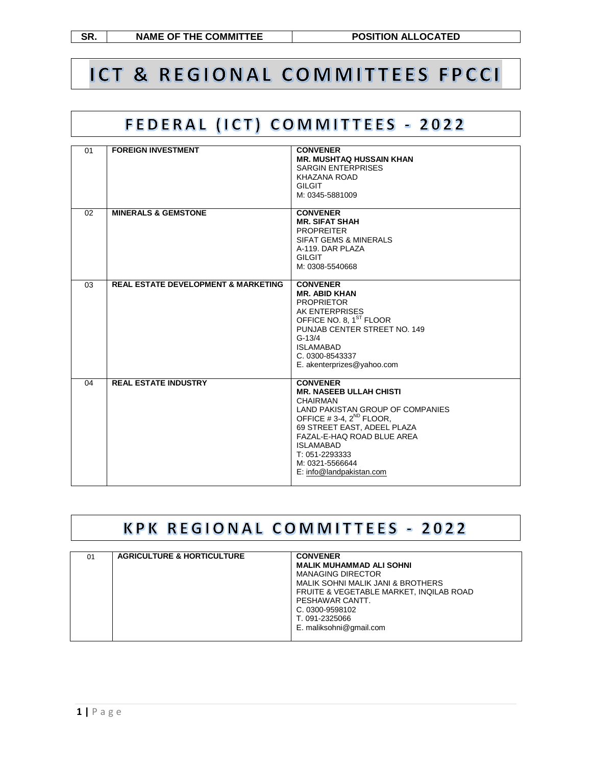| SR. | NAME OF THE COMMITTEE | POSITION ALLOCATED |
|---|---|---|

# ICT & REGIONAL COMMITTEES FPCCI

## FEDERAL (ICT) COMMITTEES - 2022

| SR. | NAME OF THE COMMITTEE | POSITION ALLOCATED |
|---|---|---|
| 01 | **FOREIGN INVESTMENT** | **CONVENER**<br>**MR. MUSHTAQ HUSSAIN KHAN**<br>SARGIN ENTERPRISES<br>KHAZANA ROAD<br>GILGIT<br>M: 0345-5881009 |
| 02 | **MINERALS & GEMSTONE** | **CONVENER**<br>**MR. SIFAT SHAH**<br>PROPREITER<br>SIFAT GEMS & MINERALS<br>A-119. DAR PLAZA<br>GILGIT<br>M: 0308-5540668 |
| 03 | **REAL ESTATE DEVELOPMENT & MARKETING** | **CONVENER**<br>**MR. ABID KHAN**<br>PROPRIETOR<br>AK ENTERPRISES<br>OFFICE NO. 8, 1ST FLOOR<br>PUNJAB CENTER STREET NO. 149<br>G-13/4<br>ISLAMABAD<br>C. 0300-8543337<br>E. akenterprizes@yahoo.com |
| 04 | **REAL ESTATE INDUSTRY** | **CONVENER**<br>**MR. NASEEB ULLAH CHISTI**<br>CHAIRMAN<br>LAND PAKISTAN GROUP OF COMPANIES<br>OFFICE # 3-4, 2ND FLOOR,<br>69 STREET EAST, ADEEL PLAZA<br>FAZAL-E-HAQ ROAD BLUE AREA<br>ISLAMABAD<br>T: 051-2293333<br>M: 0321-5566644<br>E: info@landpakistan.com |

## KPK REGIONAL COMMITTEES - 2022

| SR. | NAME OF THE COMMITTEE | POSITION ALLOCATED |
|---|---|---|
| 01 | **AGRICULTURE & HORTICULTURE** | **CONVENER**<br>**MALIK MUHAMMAD ALI SOHNI**<br>MANAGING DIRECTOR<br>MALIK SOHNI MALIK JANI & BROTHERS<br>FRUITE & VEGETABLE MARKET, INQILAB ROAD<br>PESHAWAR CANTT.<br>C. 0300-9598102<br>T. 091-2325066<br>E. maliksohni@gmail.com |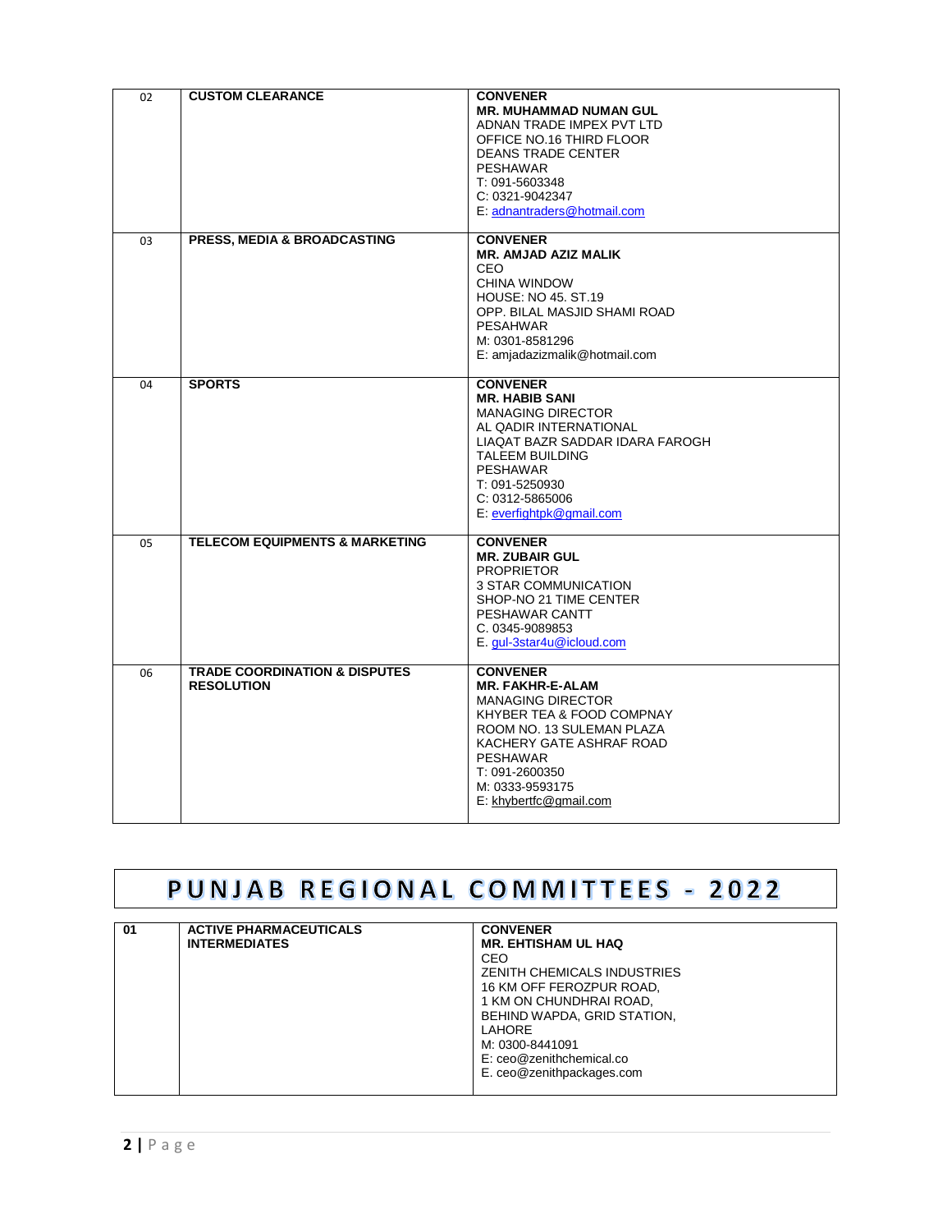| 02 | **CUSTOM CLEARANCE** | **CONVENER**<br>**MR. MUHAMMAD NUMAN GUL**<br>ADNAN TRADE IMPEX PVT LTD<br>OFFICE NO.16 THIRD FLOOR<br>DEANS TRADE CENTER<br>PESHAWAR<br>T: 091-5603348<br>C: 0321-9042347<br>E: adnantraders@hotmail.com |
|---|---|---|
| 03 | **PRESS, MEDIA & BROADCASTING** | **CONVENER**<br>**MR. AMJAD AZIZ MALIK**<br>CEO<br>CHINA WINDOW<br>HOUSE: NO 45. ST.19<br>OPP. BILAL MASJID SHAMI ROAD<br>PESAHWAR<br>M: 0301-8581296<br>E: amjadazizmalik@hotmail.com |
| 04 | **SPORTS** | **CONVENER**<br>**MR. HABIB SANI**<br>MANAGING DIRECTOR<br>AL QADIR INTERNATIONAL<br>LIAQAT BAZR SADDAR IDARA FAROGH<br>TALEEM BUILDING<br>PESHAWAR<br>T: 091-5250930<br>C: 0312-5865006<br>E: everfightpk@gmail.com |
| 05 | **TELECOM EQUIPMENTS & MARKETING** | **CONVENER**<br>**MR. ZUBAIR GUL**<br>PROPRIETOR<br>3 STAR COMMUNICATION<br>SHOP-NO 21 TIME CENTER<br>PESHAWAR CANTT<br>C. 0345-9089853<br>E. gul-3star4u@icloud.com |
| 06 | **TRADE COORDINATION & DISPUTES RESOLUTION** | **CONVENER**<br>**MR. FAKHR-E-ALAM**<br>MANAGING DIRECTOR<br>KHYBER TEA & FOOD COMPNAY<br>ROOM NO. 13 SULEMAN PLAZA<br>KACHERY GATE ASHRAF ROAD<br>PESHAWAR<br>T: 091-2600350<br>M: 0333-9593175<br>E: khybertfc@gmail.com |

# PUNJAB REGIONAL COMMITTEES - 2022

| 01 | **ACTIVE PHARMACEUTICALS INTERMEDIATES** | **CONVENER**<br>**MR. EHTISHAM UL HAQ**<br>CEO<br>ZENITH CHEMICALS INDUSTRIES<br>16 KM OFF FEROZPUR ROAD,<br>1 KM ON CHUNDHRAI ROAD,<br>BEHIND WAPDA, GRID STATION,<br>LAHORE<br>M: 0300-8441091<br>E: ceo@zenithchemical.co<br>E. ceo@zenithpackages.com |
|---|---|---|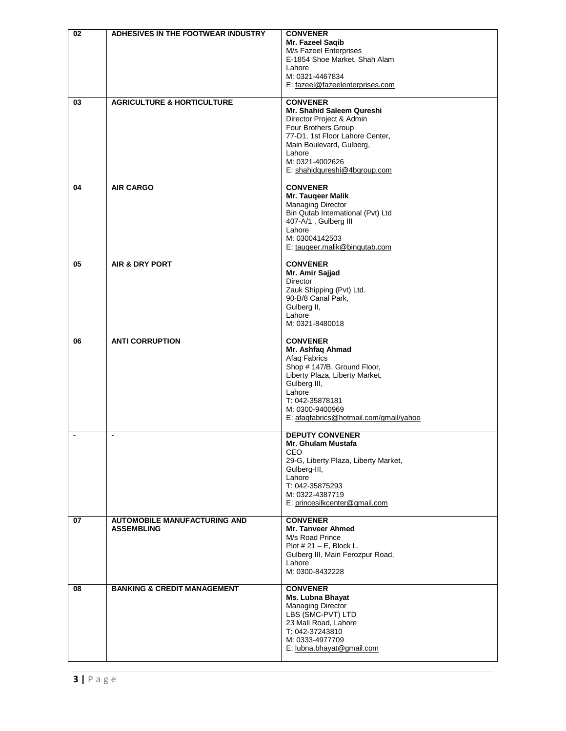| 02 | ADHESIVES IN THE FOOTWEAR INDUSTRY | **CONVENER**<br>**Mr. Fazeel Saqib**<br>M/s Fazeel Enterprises<br>E-1854 Shoe Market, Shah Alam<br>Lahore<br>M: 0321-4467834<br>E: fazeel@fazeelenterprises.com |
|---|---|---|
| 03 | AGRICULTURE & HORTICULTURE | **CONVENER**<br>**Mr. Shahid Saleem Qureshi**<br>Director Project & Admin<br>Four Brothers Group<br>77-D1, 1st Floor Lahore Center,<br>Main Boulevard, Gulberg,<br>Lahore<br>M: 0321-4002626<br>E: shahidqureshi@4bgroup.com |
| 04 | AIR CARGO | **CONVENER**<br>**Mr. Tauqeer Malik**<br>Managing Director<br>Bin Qutab International (Pvt) Ltd<br>407-A/1 , Gulberg III<br>Lahore<br>M: 03004142503<br>E: tauqeer.malik@binqutab.com |
| 05 | AIR & DRY PORT | **CONVENER**<br>**Mr. Amir Sajjad**<br>Director<br>Zauk Shipping (Pvt) Ltd.<br>90-B/8 Canal Park,<br>Gulberg II,<br>Lahore<br>M: 0321-8480018 |
| 06 | ANTI CORRUPTION | **CONVENER**<br>**Mr. Ashfaq Ahmad**<br>Afaq Fabrics<br>Shop # 147/B, Ground Floor,<br>Liberty Plaza, Liberty Market,<br>Gulberg III,<br>Lahore<br>T: 042-35878181<br>M: 0300-9400969<br>E: afaqfabrics@hotmail.com/gmail/yahoo |
| - | - | **DEPUTY CONVENER**<br>**Mr. Ghulam Mustafa**<br>CEO<br>29-G, Liberty Plaza, Liberty Market,<br>Gulberg-III,<br>Lahore<br>T: 042-35875293<br>M: 0322-4387719<br>E: princesilkcenter@gmail.com |
| 07 | AUTOMOBILE MANUFACTURING AND ASSEMBLING | **CONVENER**<br>**Mr. Tanveer Ahmed**<br>M/s Road Prince<br>Plot # 21 – E, Block L,<br>Gulberg III, Main Ferozpur Road,<br>Lahore<br>M: 0300-8432228 |
| 08 | BANKING & CREDIT MANAGEMENT | **CONVENER**<br>**Ms. Lubna Bhayat**<br>Managing Director<br>LBS (SMC-PVT) LTD<br>23 Mall Road, Lahore<br>T: 042-37243810<br>M: 0333-4977709<br>E: lubna.bhayat@gmail.com |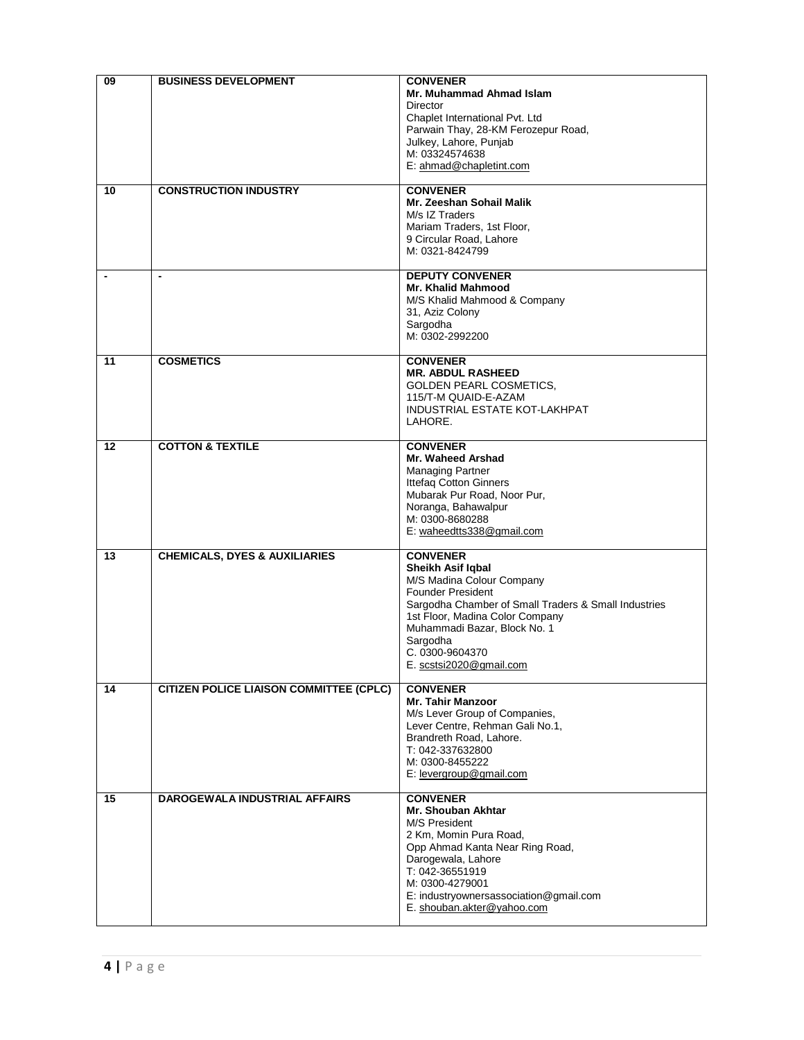| | | |
|---|---|---|
| 09 | **BUSINESS DEVELOPMENT** | **CONVENER**<br>**Mr. Muhammad Ahmad Islam**<br>Director<br>Chaplet International Pvt. Ltd<br>Parwain Thay, 28-KM Ferozepur Road,<br>Julkey, Lahore, Punjab<br>M: 03324574638<br>E: ahmad@chapletint.com |
| 10 | **CONSTRUCTION INDUSTRY** | **CONVENER**<br>**Mr. Zeeshan Sohail Malik**<br>M/s IZ Traders<br>Mariam Traders, 1st Floor,<br>9 Circular Road, Lahore<br>M: 0321-8424799 |
| - | - | **DEPUTY CONVENER**<br>**Mr. Khalid Mahmood**<br>M/S Khalid Mahmood & Company<br>31, Aziz Colony<br>Sargodha<br>M: 0302-2992200 |
| 11 | **COSMETICS** | **CONVENER**<br>**MR. ABDUL RASHEED**<br>GOLDEN PEARL COSMETICS,<br>115/T-M QUAID-E-AZAM<br>INDUSTRIAL ESTATE KOT-LAKHPAT<br>LAHORE. |
| 12 | **COTTON & TEXTILE** | **CONVENER**<br>**Mr. Waheed Arshad**<br>Managing Partner<br>Ittefaq Cotton Ginners<br>Mubarak Pur Road, Noor Pur,<br>Noranga, Bahawalpur<br>M: 0300-8680288<br>E: waheedtts338@gmail.com |
| 13 | **CHEMICALS, DYES & AUXILIARIES** | **CONVENER**<br>**Sheikh Asif Iqbal**<br>M/S Madina Colour Company<br>Founder President<br>Sargodha Chamber of Small Traders & Small Industries<br>1st Floor, Madina Color Company<br>Muhammadi Bazar, Block No. 1<br>Sargodha<br>C. 0300-9604370<br>E. scstsi2020@gmail.com |
| 14 | **CITIZEN POLICE LIAISON COMMITTEE (CPLC)** | **CONVENER**<br>**Mr. Tahir Manzoor**<br>M/s Lever Group of Companies,<br>Lever Centre, Rehman Gali No.1,<br>Brandreth Road, Lahore.<br>T: 042-337632800<br>M: 0300-8455222<br>E: levergroup@gmail.com |
| 15 | **DAROGEWALA INDUSTRIAL AFFAIRS** | **CONVENER**<br>**Mr. Shouban Akhtar**<br>M/S President<br>2 Km, Momin Pura Road,<br>Opp Ahmad Kanta Near Ring Road,<br>Darogewala, Lahore<br>T: 042-36551919<br>M: 0300-4279001<br>E: industryownersassociation@gmail.com<br>E. shouban.akter@yahoo.com |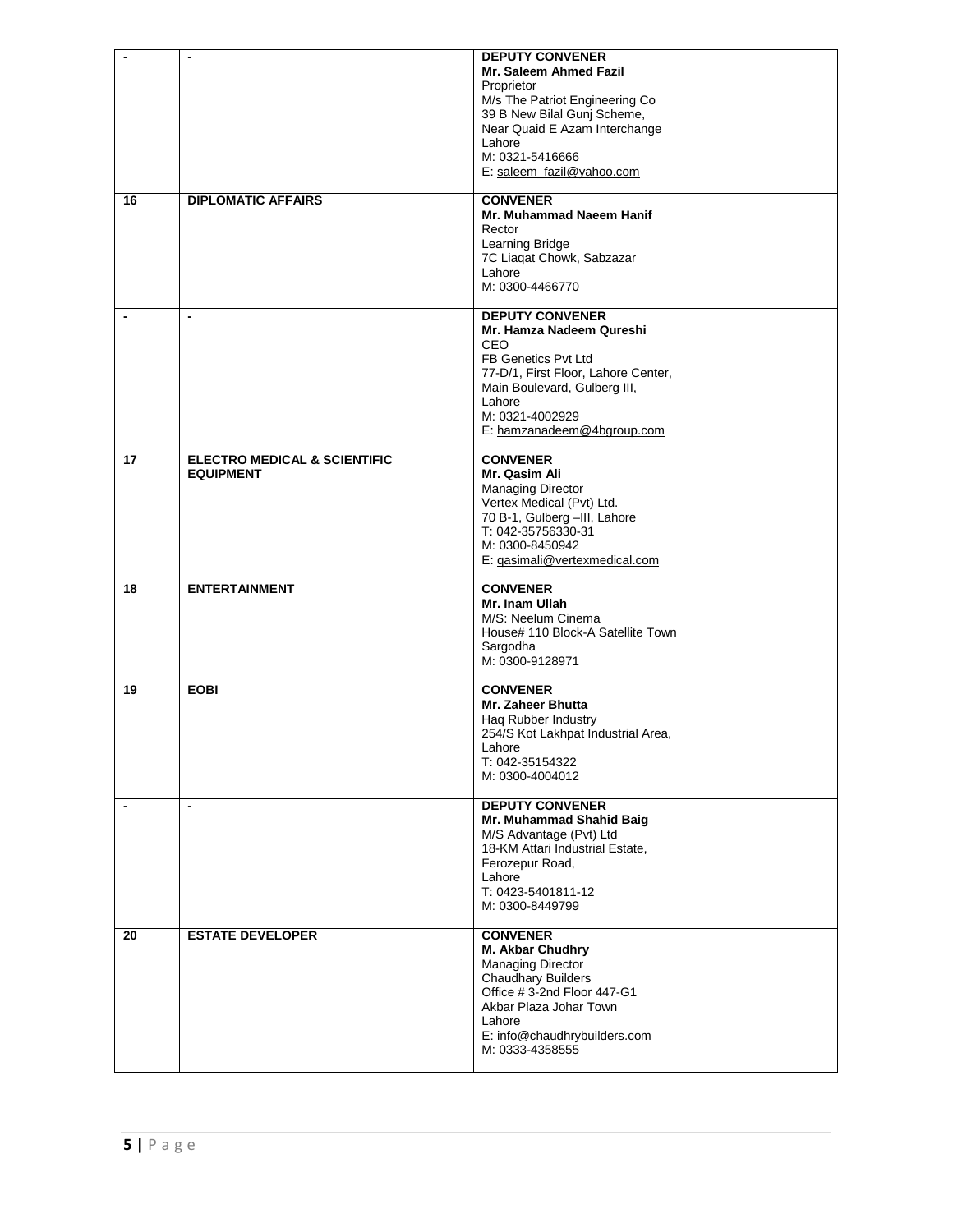| | | |
|---|---|---|
| - | - | **DEPUTY CONVENER**<br>**Mr. Saleem Ahmed Fazil**<br>Proprietor<br>M/s The Patriot Engineering Co<br>39 B New Bilal Gunj Scheme,<br>Near Quaid E Azam Interchange<br>Lahore<br>M: 0321-5416666<br>E: saleem_fazil@yahoo.com |
| **16** | **DIPLOMATIC AFFAIRS** | **CONVENER**<br>**Mr. Muhammad Naeem Hanif**<br>Rector<br>Learning Bridge<br>7C Liaqat Chowk, Sabzazar<br>Lahore<br>M: 0300-4466770 |
| - | - | **DEPUTY CONVENER**<br>**Mr. Hamza Nadeem Qureshi**<br>CEO<br>FB Genetics Pvt Ltd<br>77-D/1, First Floor, Lahore Center,<br>Main Boulevard, Gulberg III,<br>Lahore<br>M: 0321-4002929<br>E: hamzanadeem@4bgroup.com |
| **17** | **ELECTRO MEDICAL & SCIENTIFIC EQUIPMENT** | **CONVENER**<br>**Mr. Qasim Ali**<br>Managing Director<br>Vertex Medical (Pvt) Ltd.<br>70 B-1, Gulberg –III, Lahore<br>T: 042-35756330-31<br>M: 0300-8450942<br>E: qasimali@vertexmedical.com |
| **18** | **ENTERTAINMENT** | **CONVENER**<br>**Mr. Inam Ullah**<br>M/S: Neelum Cinema<br>House# 110 Block-A Satellite Town<br>Sargodha<br>M: 0300-9128971 |
| **19** | **EOBI** | **CONVENER**<br>**Mr. Zaheer Bhutta**<br>Haq Rubber Industry<br>254/S Kot Lakhpat Industrial Area,<br>Lahore<br>T: 042-35154322<br>M: 0300-4004012 |
| - | - | **DEPUTY CONVENER**<br>**Mr. Muhammad Shahid Baig**<br>M/S Advantage (Pvt) Ltd<br>18-KM Attari Industrial Estate,<br>Ferozepur Road,<br>Lahore<br>T: 0423-5401811-12<br>M: 0300-8449799 |
| **20** | **ESTATE DEVELOPER** | **CONVENER**<br>**M. Akbar Chudhry**<br>Managing Director<br>Chaudhary Builders<br>Office # 3-2nd Floor 447-G1<br>Akbar Plaza Johar Town<br>Lahore<br>E: info@chaudhrybuilders.com<br>M: 0333-4358555 |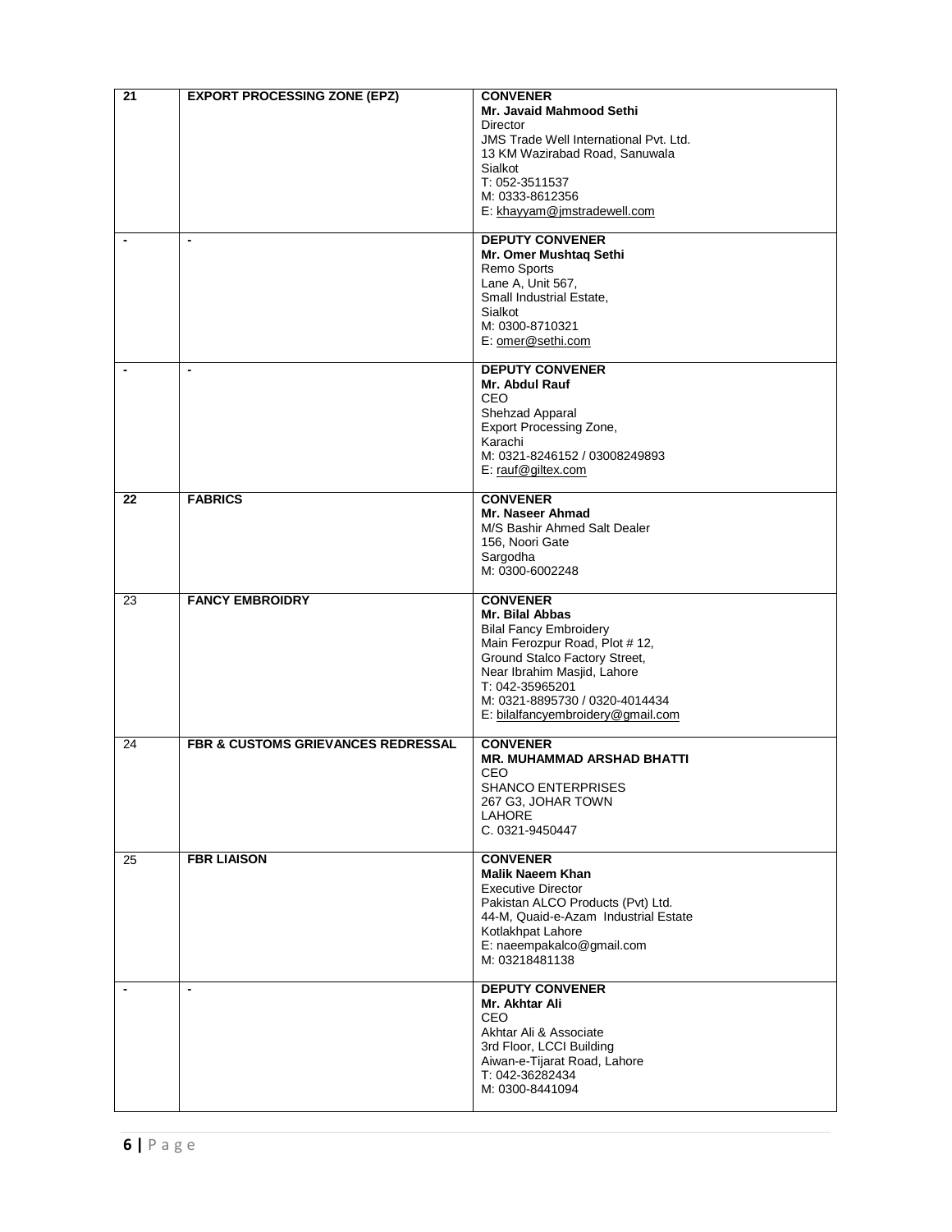| | | |
|---|---|---|
| **21** | **EXPORT PROCESSING ZONE (EPZ)** | **CONVENER**<br>**Mr. Javaid Mahmood Sethi**<br>Director<br>JMS Trade Well International Pvt. Ltd.<br>13 KM Wazirabad Road, Sanuwala<br>Sialkot<br>T: 052-3511537<br>M: 0333-8612356<br>E: khayyam@jmstradewell.com |
| - | - | **DEPUTY CONVENER**<br>**Mr. Omer Mushtaq Sethi**<br>Remo Sports<br>Lane A, Unit 567,<br>Small Industrial Estate,<br>Sialkot<br>M: 0300-8710321<br>E: omer@sethi.com |
| - | - | **DEPUTY CONVENER**<br>**Mr. Abdul Rauf**<br>CEO<br>Shehzad Apparal<br>Export Processing Zone,<br>Karachi<br>M: 0321-8246152 / 03008249893<br>E: rauf@giltex.com |
| **22** | **FABRICS** | **CONVENER**<br>**Mr. Naseer Ahmad**<br>M/S Bashir Ahmed Salt Dealer<br>156, Noori Gate<br>Sargodha<br>M: 0300-6002248 |
| 23 | **FANCY EMBROIDRY** | **CONVENER**<br>**Mr. Bilal Abbas**<br>Bilal Fancy Embroidery<br>Main Ferozpur Road, Plot # 12,<br>Ground Stalco Factory Street,<br>Near Ibrahim Masjid, Lahore<br>T: 042-35965201<br>M: 0321-8895730 / 0320-4014434<br>E: bilalfancyembroidery@gmail.com |
| 24 | **FBR & CUSTOMS GRIEVANCES REDRESSAL** | **CONVENER**<br>**MR. MUHAMMAD ARSHAD BHATTI**<br>CEO<br>SHANCO ENTERPRISES<br>267 G3, JOHAR TOWN<br>LAHORE<br>C. 0321-9450447 |
| 25 | **FBR LIAISON** | **CONVENER**<br>**Malik Naeem Khan**<br>Executive Director<br>Pakistan ALCO Products (Pvt) Ltd.<br>44-M, Quaid-e-Azam Industrial Estate<br>Kotlakhpat Lahore<br>E: naeempakalco@gmail.com<br>M: 03218481138 |
| - | - | **DEPUTY CONVENER**<br>**Mr. Akhtar Ali**<br>CEO<br>Akhtar Ali & Associate<br>3rd Floor, LCCI Building<br>Aiwan-e-Tijarat Road, Lahore<br>T: 042-36282434<br>M: 0300-8441094 |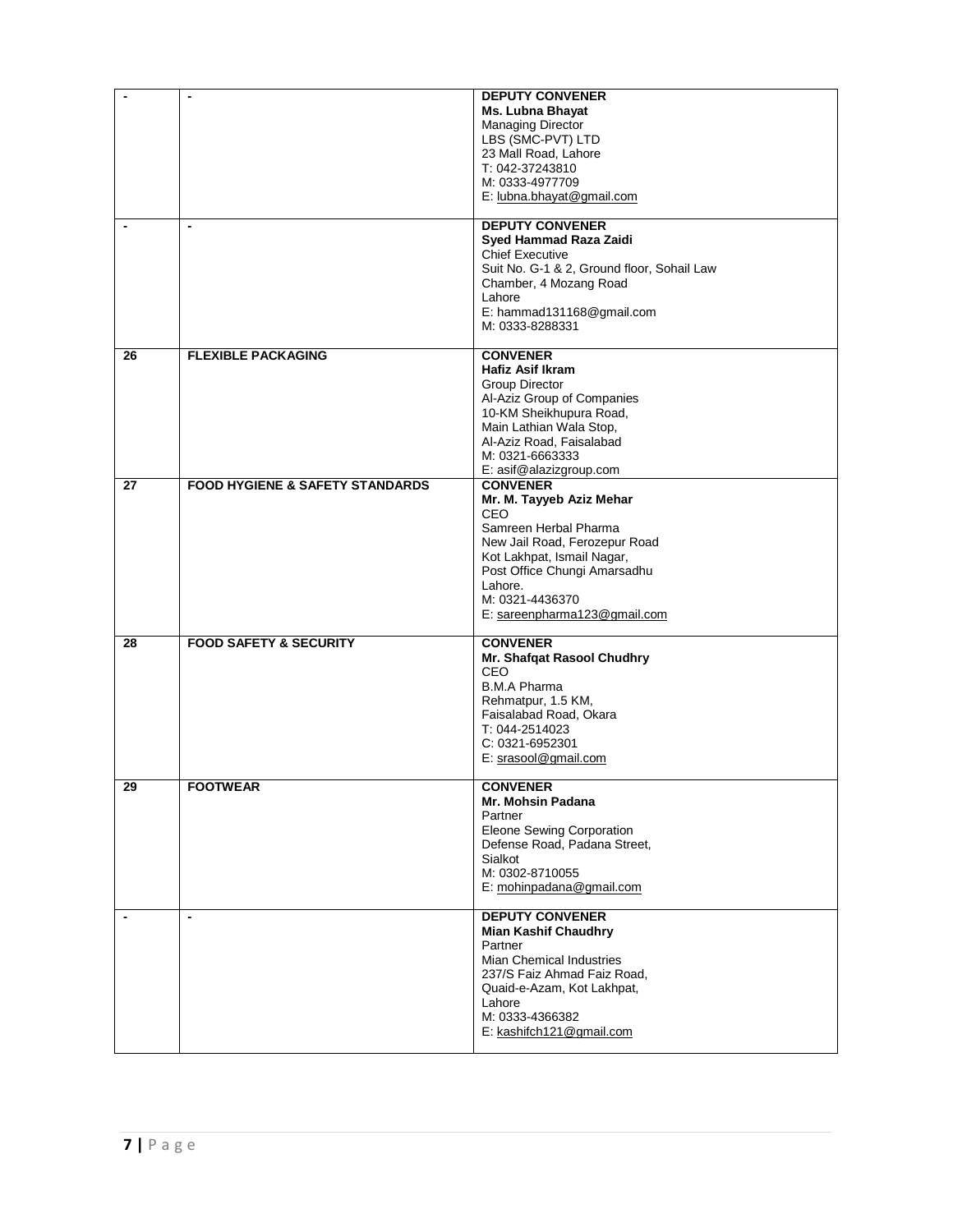| | | |
|---|---|---|
| - | - | **DEPUTY CONVENER**<br>**Ms. Lubna Bhayat**<br>Managing Director<br>LBS (SMC-PVT) LTD<br>23 Mall Road, Lahore<br>T: 042-37243810<br>M: 0333-4977709<br>E: lubna.bhayat@gmail.com |
| - | - | **DEPUTY CONVENER**<br>**Syed Hammad Raza Zaidi**<br>Chief Executive<br>Suit No. G-1 & 2, Ground floor, Sohail Law Chamber, 4 Mozang Road<br>Lahore<br>E: hammad131168@gmail.com<br>M: 0333-8288331 |
| **26** | **FLEXIBLE PACKAGING** | **CONVENER**<br>**Hafiz Asif Ikram**<br>Group Director<br>Al-Aziz Group of Companies<br>10-KM Sheikhupura Road,<br>Main Lathian Wala Stop,<br>Al-Aziz Road, Faisalabad<br>M: 0321-6663333<br>E: asif@alazizgroup.com |
| **27** | **FOOD HYGIENE & SAFETY STANDARDS** | **CONVENER**<br>**Mr. M. Tayyeb Aziz Mehar**<br>CEO<br>Samreen Herbal Pharma<br>New Jail Road, Ferozepur Road<br>Kot Lakhpat, Ismail Nagar,<br>Post Office Chungi Amarsadhu<br>Lahore.<br>M: 0321-4436370<br>E: sareenpharma123@gmail.com |
| **28** | **FOOD SAFETY & SECURITY** | **CONVENER**<br>**Mr. Shafqat Rasool Chudhry**<br>CEO<br>B.M.A Pharma<br>Rehmatpur, 1.5 KM,<br>Faisalabad Road, Okara<br>T: 044-2514023<br>C: 0321-6952301<br>E: srasool@gmail.com |
| **29** | **FOOTWEAR** | **CONVENER**<br>**Mr. Mohsin Padana**<br>Partner<br>Eleone Sewing Corporation<br>Defense Road, Padana Street,<br>Sialkot<br>M: 0302-8710055<br>E: mohinpadana@gmail.com |
| - | - | **DEPUTY CONVENER**<br>**Mian Kashif Chaudhry**<br>Partner<br>Mian Chemical Industries<br>237/S Faiz Ahmad Faiz Road,<br>Quaid-e-Azam, Kot Lakhpat,<br>Lahore<br>M: 0333-4366382<br>E: kashifch121@gmail.com |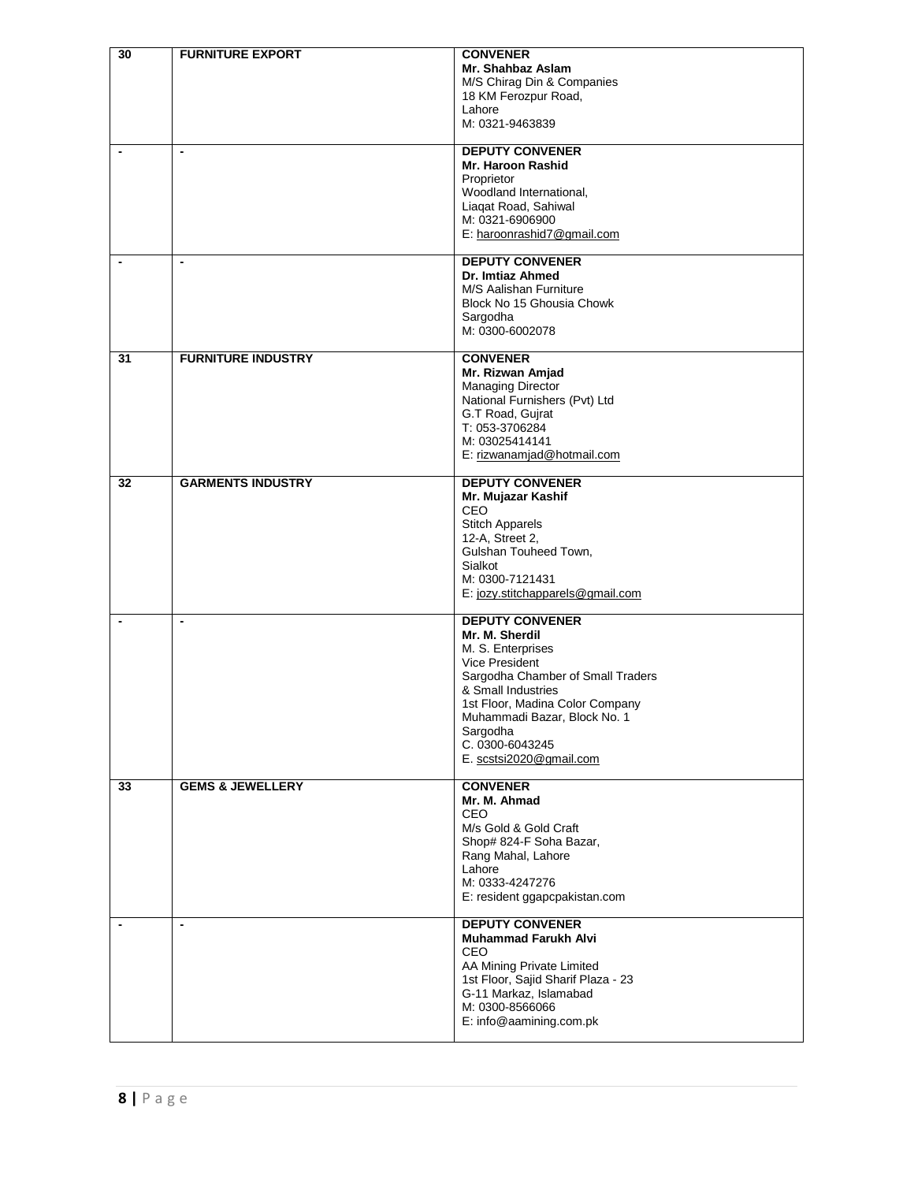| | | |
|---|---|---|
| **30** | **FURNITURE EXPORT** | **CONVENER**<br>**Mr. Shahbaz Aslam**<br>M/S Chirag Din & Companies<br>18 KM Ferozpur Road,<br>Lahore<br>M: 0321-9463839 |
| - | - | **DEPUTY CONVENER**<br>**Mr. Haroon Rashid**<br>Proprietor<br>Woodland International,<br>Liaqat Road, Sahiwal<br>M: 0321-6906900<br>E: haroonrashid7@gmail.com |
| - | - | **DEPUTY CONVENER**<br>**Dr. Imtiaz Ahmed**<br>M/S Aalishan Furniture<br>Block No 15 Ghousia Chowk<br>Sargodha<br>M: 0300-6002078 |
| **31** | **FURNITURE INDUSTRY** | **CONVENER**<br>**Mr. Rizwan Amjad**<br>Managing Director<br>National Furnishers (Pvt) Ltd<br>G.T Road, Gujrat<br>T: 053-3706284<br>M: 03025414141<br>E: rizwanamjad@hotmail.com |
| **32** | **GARMENTS INDUSTRY** | **DEPUTY CONVENER**<br>**Mr. Mujazar Kashif**<br>CEO<br>Stitch Apparels<br>12-A, Street 2,<br>Gulshan Touheed Town,<br>Sialkot<br>M: 0300-7121431<br>E: jozy.stitchapparels@gmail.com |
| - | - | **DEPUTY CONVENER**<br>**Mr. M. Sherdil**<br>M. S. Enterprises<br>Vice President<br>Sargodha Chamber of Small Traders<br>& Small Industries<br>1st Floor, Madina Color Company<br>Muhammadi Bazar, Block No. 1<br>Sargodha<br>C. 0300-6043245<br>E. scstsi2020@gmail.com |
| **33** | **GEMS & JEWELLERY** | **CONVENER**<br>**Mr. M. Ahmad**<br>CEO<br>M/s Gold & Gold Craft<br>Shop# 824-F Soha Bazar,<br>Rang Mahal, Lahore<br>Lahore<br>M: 0333-4247276<br>E: resident ggapcpakistan.com |
| - | - | **DEPUTY CONVENER**<br>**Muhammad Farukh Alvi**<br>CEO<br>AA Mining Private Limited<br>1st Floor, Sajid Sharif Plaza - 23<br>G-11 Markaz, Islamabad<br>M: 0300-8566066<br>E: info@aamining.com.pk |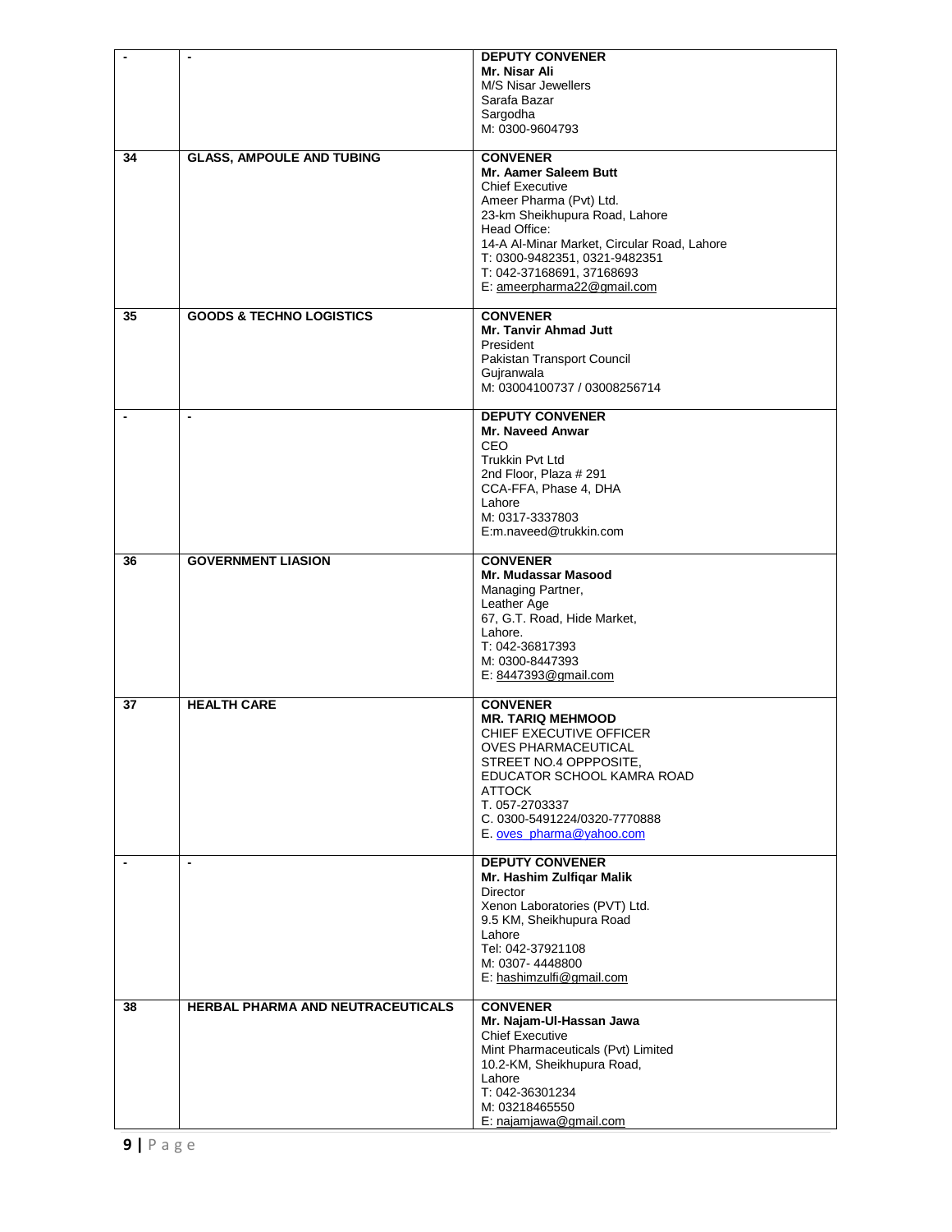| - | - | **DEPUTY CONVENER**<br>**Mr. Nisar Ali**<br>M/S Nisar Jewellers<br>Sarafa Bazar<br>Sargodha<br>M: 0300-9604793 |
|---|---|---|
| **34** | **GLASS, AMPOULE AND TUBING** | **CONVENER**<br>**Mr. Aamer Saleem Butt**<br>Chief Executive<br>Ameer Pharma (Pvt) Ltd.<br>23-km Sheikhupura Road, Lahore<br>Head Office:<br>14-A Al-Minar Market, Circular Road, Lahore<br>T: 0300-9482351, 0321-9482351<br>T: 042-37168691, 37168693<br>E: ameerpharma22@gmail.com |
| **35** | **GOODS & TECHNO LOGISTICS** | **CONVENER**<br>**Mr. Tanvir Ahmad Jutt**<br>President<br>Pakistan Transport Council<br>Gujranwala<br>M: 03004100737 / 03008256714 |
| - | - | **DEPUTY CONVENER**<br>**Mr. Naveed Anwar**<br>CEO<br>Trukkin Pvt Ltd<br>2nd Floor, Plaza # 291<br>CCA-FFA, Phase 4, DHA<br>Lahore<br>M: 0317-3337803<br>E:m.naveed@trukkin.com |
| **36** | **GOVERNMENT LIASION** | **CONVENER**<br>**Mr. Mudassar Masood**<br>Managing Partner,<br>Leather Age<br>67, G.T. Road, Hide Market,<br>Lahore.<br>T: 042-36817393<br>M: 0300-8447393<br>E: 8447393@gmail.com |
| **37** | **HEALTH CARE** | **CONVENER**<br>**MR. TARIQ MEHMOOD**<br>CHIEF EXECUTIVE OFFICER<br>OVES PHARMACEUTICAL<br>STREET NO.4 OPPPOSITE,<br>EDUCATOR SCHOOL KAMRA ROAD<br>ATTOCK<br>T. 057-2703337<br>C. 0300-5491224/0320-7770888<br>E. oves_pharma@yahoo.com |
| - | - | **DEPUTY CONVENER**<br>**Mr. Hashim Zulfiqar Malik**<br>Director<br>Xenon Laboratories (PVT) Ltd.<br>9.5 KM, Sheikhupura Road<br>Lahore<br>Tel: 042-37921108<br>M: 0307- 4448800<br>E: hashimzulfi@gmail.com |
| **38** | **HERBAL PHARMA AND NEUTRACEUTICALS** | **CONVENER**<br>**Mr. Najam-Ul-Hassan Jawa**<br>Chief Executive<br>Mint Pharmaceuticals (Pvt) Limited<br>10.2-KM, Sheikhupura Road,<br>Lahore<br>T: 042-36301234<br>M: 03218465550<br>E: najamjawa@gmail.com |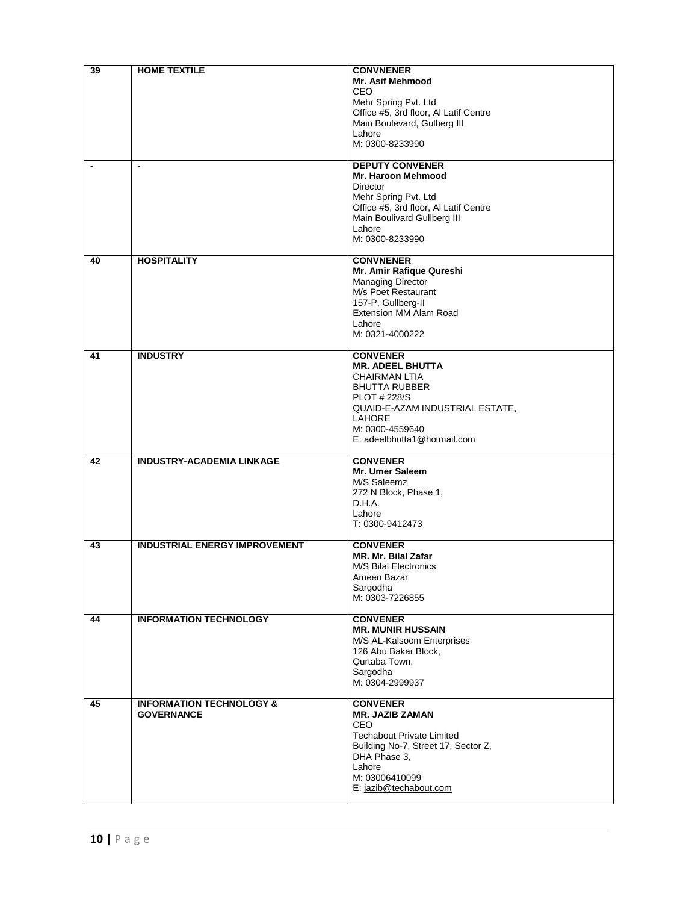| | | |
|---|---|---|
| 39 | **HOME TEXTILE** | **CONVNENER**<br>**Mr. Asif Mehmood**<br>CEO<br>Mehr Spring Pvt. Ltd<br>Office #5, 3rd floor, Al Latif Centre<br>Main Boulevard, Gulberg III<br>Lahore<br>M: 0300-8233990 |
| - | - | **DEPUTY CONVENER**<br>**Mr. Haroon Mehmood**<br>Director<br>Mehr Spring Pvt. Ltd<br>Office #5, 3rd floor, Al Latif Centre<br>Main Boulivard Gullberg III<br>Lahore<br>M: 0300-8233990 |
| 40 | **HOSPITALITY** | **CONVNENER**<br>**Mr. Amir Rafique Qureshi**<br>Managing Director<br>M/s Poet Restaurant<br>157-P, Gullberg-II<br>Extension MM Alam Road<br>Lahore<br>M: 0321-4000222 |
| 41 | **INDUSTRY** | **CONVENER**<br>**MR. ADEEL BHUTTA**<br>CHAIRMAN LTIA<br>BHUTTA RUBBER<br>PLOT # 228/S<br>QUAID-E-AZAM INDUSTRIAL ESTATE,<br>LAHORE<br>M: 0300-4559640<br>E: adeelbhutta1@hotmail.com |
| 42 | **INDUSTRY-ACADEMIA LINKAGE** | **CONVENER**<br>**Mr. Umer Saleem**<br>M/S Saleemz<br>272 N Block, Phase 1,<br>D.H.A.<br>Lahore<br>T: 0300-9412473 |
| 43 | **INDUSTRIAL ENERGY IMPROVEMENT** | **CONVENER**<br>**MR. Mr. Bilal Zafar**<br>M/S Bilal Electronics<br>Ameen Bazar<br>Sargodha<br>M: 0303-7226855 |
| 44 | **INFORMATION TECHNOLOGY** | **CONVENER**<br>**MR. MUNIR HUSSAIN**<br>M/S AL-Kalsoom Enterprises<br>126 Abu Bakar Block,<br>Qurtaba Town,<br>Sargodha<br>M: 0304-2999937 |
| 45 | **INFORMATION TECHNOLOGY & GOVERNANCE** | **CONVENER**<br>**MR. JAZIB ZAMAN**<br>CEO<br>Techabout Private Limited<br>Building No-7, Street 17, Sector Z,<br>DHA Phase 3,<br>Lahore<br>M: 03006410099<br>E: jazib@techabout.com |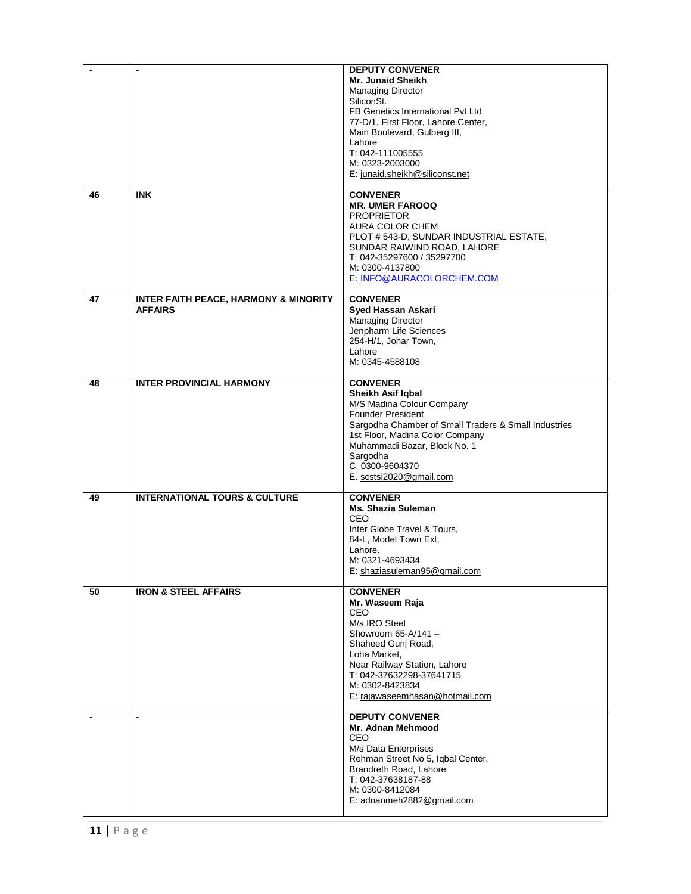| | | |
|---|---|---|
| - | - | **DEPUTY CONVENER**<br>**Mr. Junaid Sheikh**<br>Managing Director<br>SiliconSt.<br>FB Genetics International Pvt Ltd<br>77-D/1, First Floor, Lahore Center,<br>Main Boulevard, Gulberg III,<br>Lahore<br>T: 042-111005555<br>M: 0323-2003000<br>E: junaid.sheikh@siliconst.net |
| **46** | **INK** | **CONVENER**<br>**MR. UMER FAROOQ**<br>PROPRIETOR<br>AURA COLOR CHEM<br>PLOT # 543-D, SUNDAR INDUSTRIAL ESTATE,<br>SUNDAR RAIWIND ROAD, LAHORE<br>T: 042-35297600 / 35297700<br>M: 0300-4137800<br>E: INFO@AURACOLORCHEM.COM |
| **47** | **INTER FAITH PEACE, HARMONY & MINORITY AFFAIRS** | **CONVENER**<br>**Syed Hassan Askari**<br>Managing Director<br>Jenpharm Life Sciences<br>254-H/1, Johar Town,<br>Lahore<br>M: 0345-4588108 |
| **48** | **INTER PROVINCIAL HARMONY** | **CONVENER**<br>**Sheikh Asif Iqbal**<br>M/S Madina Colour Company<br>Founder President<br>Sargodha Chamber of Small Traders & Small Industries<br>1st Floor, Madina Color Company<br>Muhammadi Bazar, Block No. 1<br>Sargodha<br>C. 0300-9604370<br>E. scstsi2020@gmail.com |
| **49** | **INTERNATIONAL TOURS & CULTURE** | **CONVENER**<br>**Ms. Shazia Suleman**<br>CEO<br>Inter Globe Travel & Tours,<br>84-L, Model Town Ext,<br>Lahore.<br>M: 0321-4693434<br>E: shaziasuleman95@gmail.com |
| **50** | **IRON & STEEL AFFAIRS** | **CONVENER**<br>**Mr. Waseem Raja**<br>CEO<br>M/s IRO Steel<br>Showroom 65-A/141 –<br>Shaheed Gunj Road,<br>Loha Market,<br>Near Railway Station, Lahore<br>T: 042-37632298-37641715<br>M: 0302-8423834<br>E: rajawaseemhasan@hotmail.com |
| - | - | **DEPUTY CONVENER**<br>**Mr. Adnan Mehmood**<br>CEO<br>M/s Data Enterprises<br>Rehman Street No 5, Iqbal Center,<br>Brandreth Road, Lahore<br>T: 042-37638187-88<br>M: 0300-8412084<br>E: adnanmeh2882@gmail.com |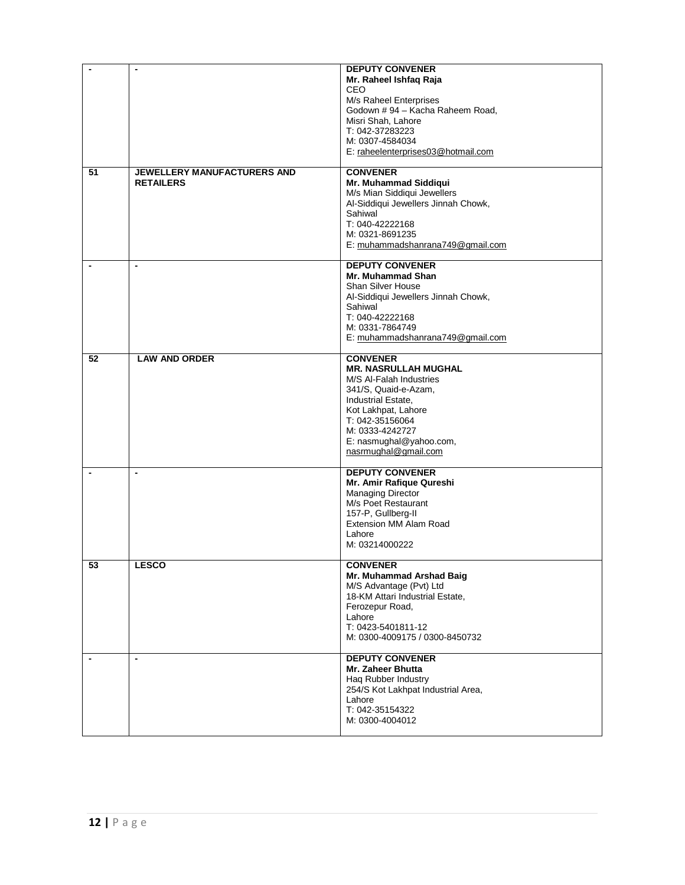| | | |
|---|---|---|
| - | - | **DEPUTY CONVENER**<br>**Mr. Raheel Ishfaq Raja**<br>CEO<br>M/s Raheel Enterprises<br>Godown # 94 – Kacha Raheem Road,<br>Misri Shah, Lahore<br>T: 042-37283223<br>M: 0307-4584034<br>E: raheelenterprises03@hotmail.com |
| **51** | **JEWELLERY MANUFACTURERS AND RETAILERS** | **CONVENER**<br>**Mr. Muhammad Siddiqui**<br>M/s Mian Siddiqui Jewellers<br>Al-Siddiqui Jewellers Jinnah Chowk,<br>Sahiwal<br>T: 040-42222168<br>M: 0321-8691235<br>E: muhammadshanrana749@gmail.com |
| - | - | **DEPUTY CONVENER**<br>**Mr. Muhammad Shan**<br>Shan Silver House<br>Al-Siddiqui Jewellers Jinnah Chowk,<br>Sahiwal<br>T: 040-42222168<br>M: 0331-7864749<br>E: muhammadshanrana749@gmail.com |
| **52** | **LAW AND ORDER** | **CONVENER**<br>**MR. NASRULLAH MUGHAL**<br>M/S Al-Falah Industries<br>341/S, Quaid-e-Azam,<br>Industrial Estate,<br>Kot Lakhpat, Lahore<br>T: 042-35156064<br>M: 0333-4242727<br>E: nasmughal@yahoo.com,<br>nasrmughal@gmail.com |
| - | - | **DEPUTY CONVENER**<br>**Mr. Amir Rafique Qureshi**<br>Managing Director<br>M/s Poet Restaurant<br>157-P, Gullberg-II<br>Extension MM Alam Road<br>Lahore<br>M: 03214000222 |
| **53** | **LESCO** | **CONVENER**<br>**Mr. Muhammad Arshad Baig**<br>M/S Advantage (Pvt) Ltd<br>18-KM Attari Industrial Estate,<br>Ferozepur Road,<br>Lahore<br>T: 0423-5401811-12<br>M: 0300-4009175 / 0300-8450732 |
| - | - | **DEPUTY CONVENER**<br>**Mr. Zaheer Bhutta**<br>Haq Rubber Industry<br>254/S Kot Lakhpat Industrial Area,<br>Lahore<br>T: 042-35154322<br>M: 0300-4004012 |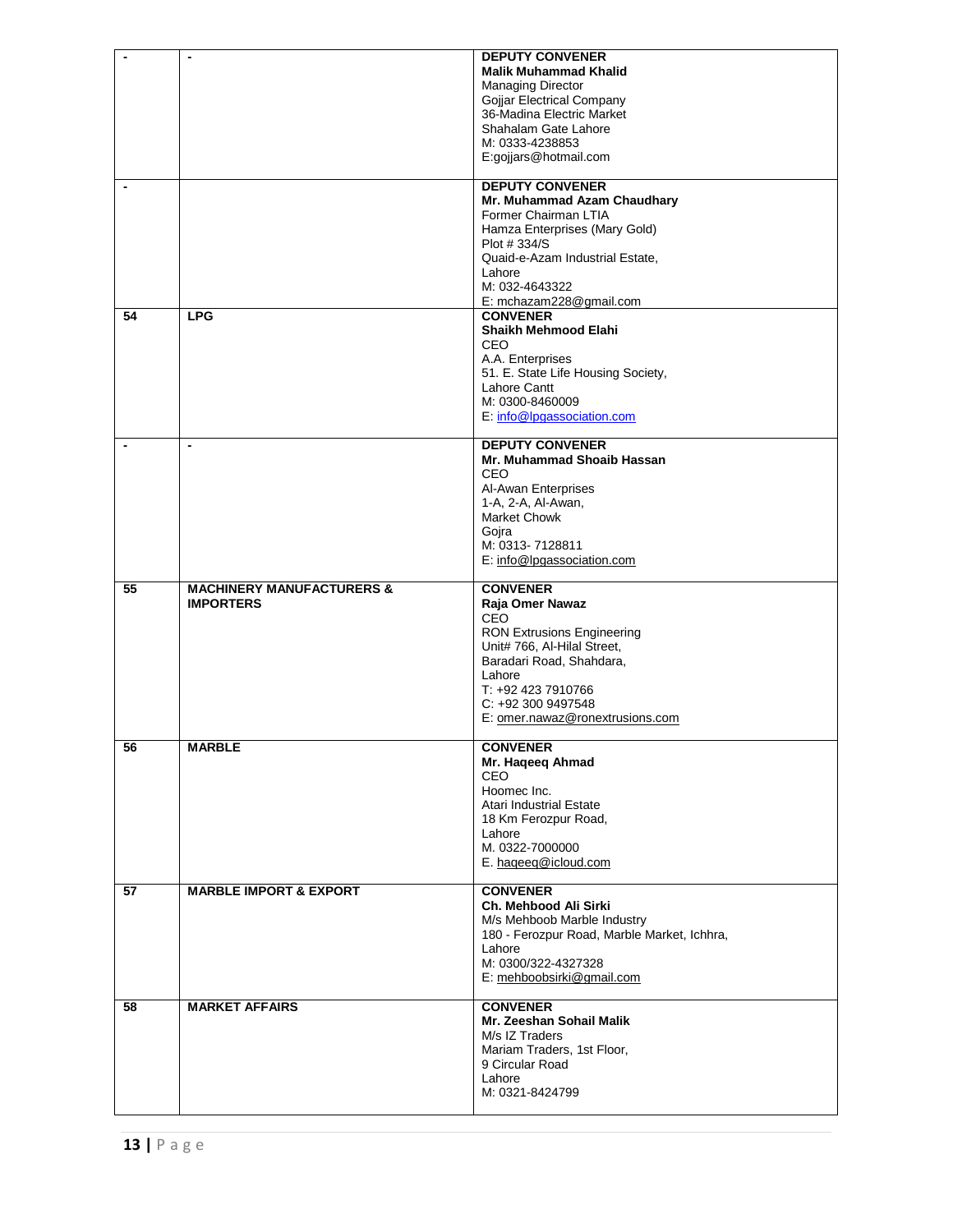| | | |
|---|---|---|
| - | - | **DEPUTY CONVENER**<br>**Malik Muhammad Khalid**<br>Managing Director<br>Gojjar Electrical Company<br>36-Madina Electric Market<br>Shahalam Gate Lahore<br>M: 0333-4238853<br>E:gojjars@hotmail.com |
| - | | **DEPUTY CONVENER**<br>**Mr. Muhammad Azam Chaudhary**<br>Former Chairman LTIA<br>Hamza Enterprises (Mary Gold)<br>Plot # 334/S<br>Quaid-e-Azam Industrial Estate,<br>Lahore<br>M: 032-4643322<br>E: mchazam228@gmail.com |
| **54** | **LPG** | **CONVENER**<br>**Shaikh Mehmood Elahi**<br>CEO<br>A.A. Enterprises<br>51. E. State Life Housing Society,<br>Lahore Cantt<br>M: 0300-8460009<br>E: info@lpgassociation.com |
| - | - | **DEPUTY CONVENER**<br>**Mr. Muhammad Shoaib Hassan**<br>CEO<br>Al-Awan Enterprises<br>1-A, 2-A, Al-Awan,<br>Market Chowk<br>Gojra<br>M: 0313- 7128811<br>E: info@lpgassociation.com |
| **55** | **MACHINERY MANUFACTURERS & IMPORTERS** | **CONVENER**<br>**Raja Omer Nawaz**<br>CEO<br>RON Extrusions Engineering<br>Unit# 766, Al-Hilal Street,<br>Baradari Road, Shahdara,<br>Lahore<br>T: +92 423 7910766<br>C: +92 300 9497548<br>E: omer.nawaz@ronextrusions.com |
| **56** | **MARBLE** | **CONVENER**<br>**Mr. Haqeeq Ahmad**<br>CEO<br>Hoomec Inc.<br>Atari Industrial Estate<br>18 Km Ferozpur Road,<br>Lahore<br>M. 0322-7000000<br>E. haqeeq@icloud.com |
| **57** | **MARBLE IMPORT & EXPORT** | **CONVENER**<br>**Ch. Mehbood Ali Sirki**<br>M/s Mehboob Marble Industry<br>180 - Ferozpur Road, Marble Market, Ichhra,<br>Lahore<br>M: 0300/322-4327328<br>E: mehboobsirki@gmail.com |
| **58** | **MARKET AFFAIRS** | **CONVENER**<br>**Mr. Zeeshan Sohail Malik**<br>M/s IZ Traders<br>Mariam Traders, 1st Floor,<br>9 Circular Road<br>Lahore<br>M: 0321-8424799 |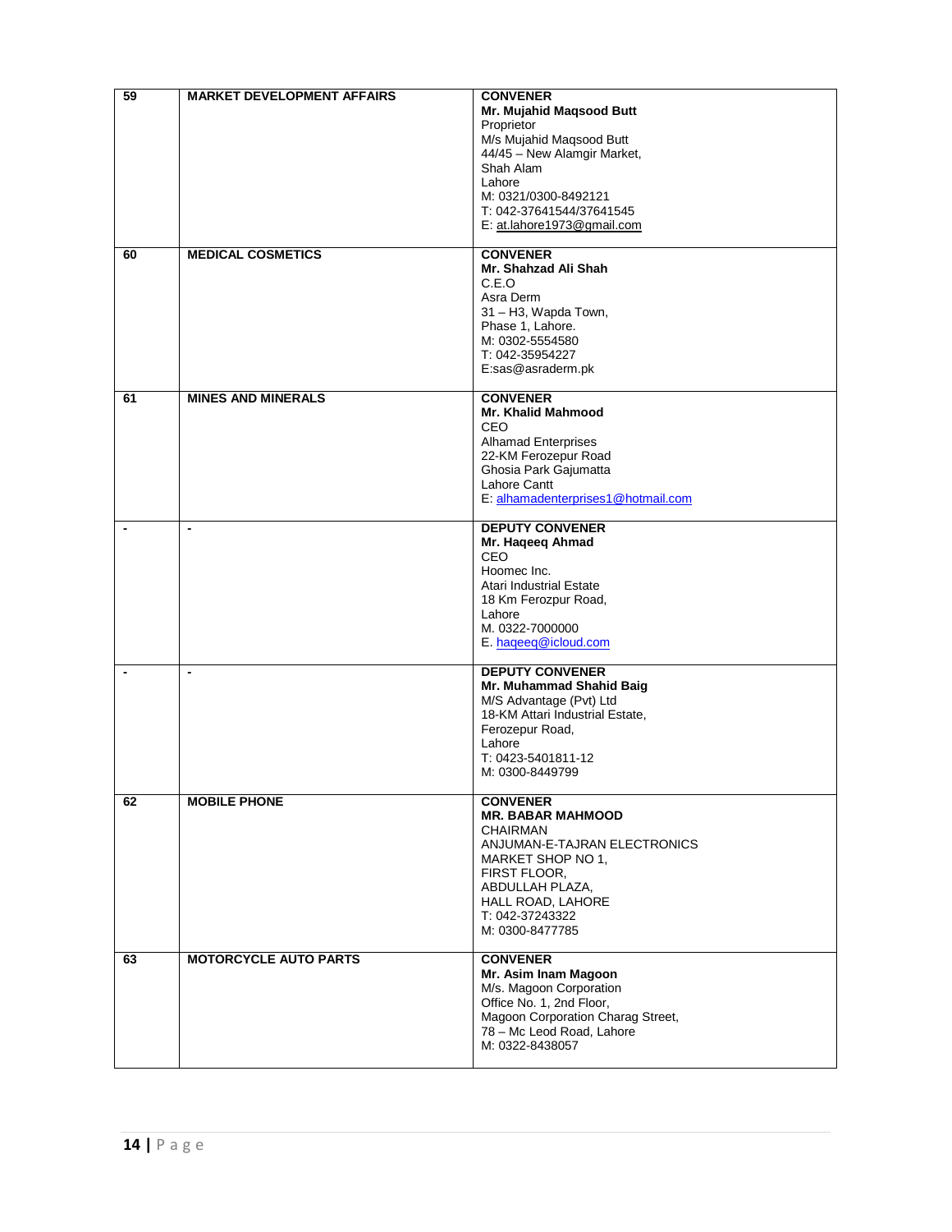| | | |
|---|---|---|
| 59 | **MARKET DEVELOPMENT AFFAIRS** | **CONVENER**<br>**Mr. Mujahid Maqsood Butt**<br>Proprietor<br>M/s Mujahid Maqsood Butt<br>44/45 – New Alamgir Market,<br>Shah Alam<br>Lahore<br>M: 0321/0300-8492121<br>T: 042-37641544/37641545<br>E: at.lahore1973@gmail.com |
| 60 | **MEDICAL COSMETICS** | **CONVENER**<br>**Mr. Shahzad Ali Shah**<br>C.E.O<br>Asra Derm<br>31 – H3, Wapda Town,<br>Phase 1, Lahore.<br>M: 0302-5554580<br>T: 042-35954227<br>E:sas@asraderm.pk |
| 61 | **MINES AND MINERALS** | **CONVENER**<br>**Mr. Khalid Mahmood**<br>CEO<br>Alhamad Enterprises<br>22-KM Ferozepur Road<br>Ghosia Park Gajumatta<br>Lahore Cantt<br>E: alhamadenterprises1@hotmail.com |
| - | - | **DEPUTY CONVENER**<br>**Mr. Haqeeq Ahmad**<br>CEO<br>Hoomec Inc.<br>Atari Industrial Estate<br>18 Km Ferozpur Road,<br>Lahore<br>M. 0322-7000000<br>E. haqeeq@icloud.com |
| - | - | **DEPUTY CONVENER**<br>**Mr. Muhammad Shahid Baig**<br>M/S Advantage (Pvt) Ltd<br>18-KM Attari Industrial Estate,<br>Ferozepur Road,<br>Lahore<br>T: 0423-5401811-12<br>M: 0300-8449799 |
| 62 | **MOBILE PHONE** | **CONVENER**<br>**MR. BABAR MAHMOOD**<br>CHAIRMAN<br>ANJUMAN-E-TAJRAN ELECTRONICS<br>MARKET SHOP NO 1,<br>FIRST FLOOR,<br>ABDULLAH PLAZA,<br>HALL ROAD, LAHORE<br>T: 042-37243322<br>M: 0300-8477785 |
| 63 | **MOTORCYCLE AUTO PARTS** | **CONVENER**<br>**Mr. Asim Inam Magoon**<br>M/s. Magoon Corporation<br>Office No. 1, 2nd Floor,<br>Magoon Corporation Charag Street,<br>78 – Mc Leod Road, Lahore<br>M: 0322-8438057 |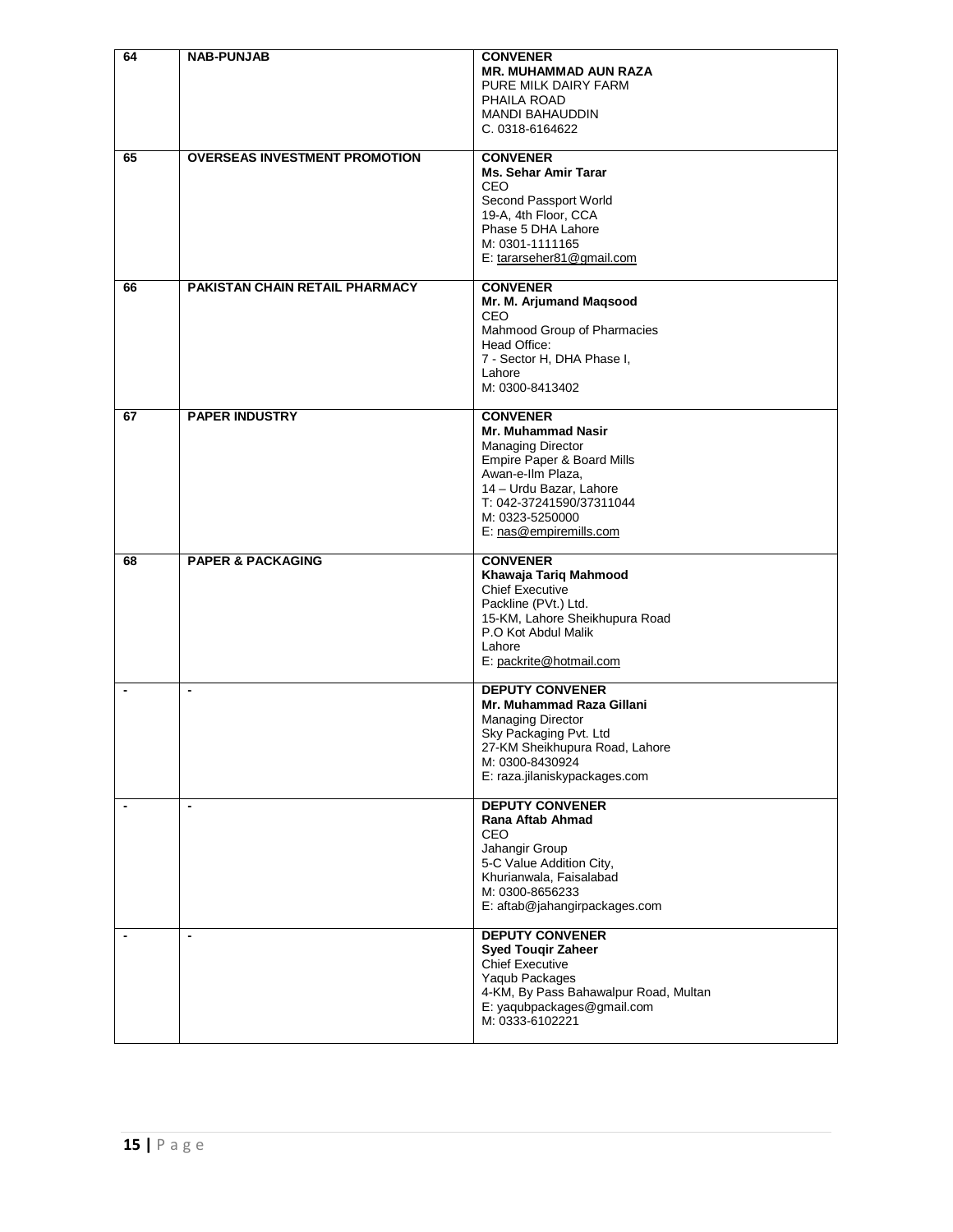| | | |
|---|---|---|
| 64 | **NAB-PUNJAB** | **CONVENER**<br>**MR. MUHAMMAD AUN RAZA**<br>PURE MILK DAIRY FARM<br>PHAILA ROAD<br>MANDI BAHAUDDIN<br>C. 0318-6164622 |
| 65 | **OVERSEAS INVESTMENT PROMOTION** | **CONVENER**<br>**Ms. Sehar Amir Tarar**<br>CEO<br>Second Passport World<br>19-A, 4th Floor, CCA<br>Phase 5 DHA Lahore<br>M: 0301-1111165<br>E: tararseher81@gmail.com |
| 66 | **PAKISTAN CHAIN RETAIL PHARMACY** | **CONVENER**<br>**Mr. M. Arjumand Maqsood**<br>CEO<br>Mahmood Group of Pharmacies<br>Head Office:<br>7 - Sector H, DHA Phase I,<br>Lahore<br>M: 0300-8413402 |
| 67 | **PAPER INDUSTRY** | **CONVENER**<br>**Mr. Muhammad Nasir**<br>Managing Director<br>Empire Paper & Board Mills<br>Awan-e-Ilm Plaza,<br>14 – Urdu Bazar, Lahore<br>T: 042-37241590/37311044<br>M: 0323-5250000<br>E: nas@empiremills.com |
| 68 | **PAPER & PACKAGING** | **CONVENER**<br>**Khawaja Tariq Mahmood**<br>Chief Executive<br>Packline (PVt.) Ltd.<br>15-KM, Lahore Sheikhupura Road<br>P.O Kot Abdul Malik<br>Lahore<br>E: packrite@hotmail.com |
| - | - | **DEPUTY CONVENER**<br>**Mr. Muhammad Raza Gillani**<br>Managing Director<br>Sky Packaging Pvt. Ltd<br>27-KM Sheikhupura Road, Lahore<br>M: 0300-8430924<br>E: raza.jilaniskypackages.com |
| - | - | **DEPUTY CONVENER**<br>**Rana Aftab Ahmad**<br>CEO<br>Jahangir Group<br>5-C Value Addition City,<br>Khurianwala, Faisalabad<br>M: 0300-8656233<br>E: aftab@jahangirpackages.com |
| - | - | **DEPUTY CONVENER**<br>**Syed Touqir Zaheer**<br>Chief Executive<br>Yaqub Packages<br>4-KM, By Pass Bahawalpur Road, Multan<br>E: yaqubpackages@gmail.com<br>M: 0333-6102221 |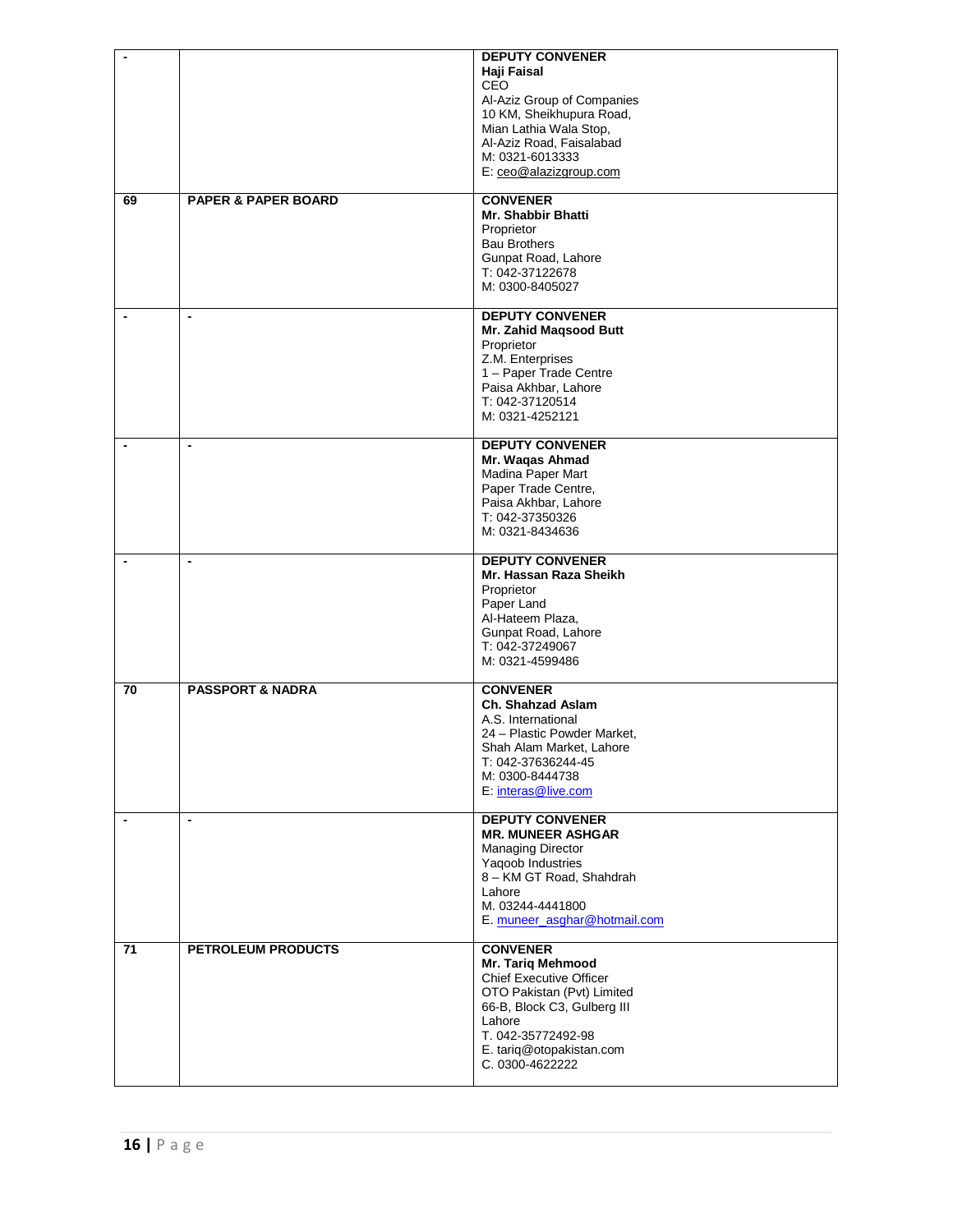| | | |
|---|---|---|
| - | | **DEPUTY CONVENER**<br>**Haji Faisal**<br>CEO<br>Al-Aziz Group of Companies<br>10 KM, Sheikhupura Road,<br>Mian Lathia Wala Stop,<br>Al-Aziz Road, Faisalabad<br>M: 0321-6013333<br>E: ceo@alazizgroup.com |
| **69** | **PAPER & PAPER BOARD** | **CONVENER**<br>**Mr. Shabbir Bhatti**<br>Proprietor<br>Bau Brothers<br>Gunpat Road, Lahore<br>T: 042-37122678<br>M: 0300-8405027 |
| - | - | **DEPUTY CONVENER**<br>**Mr. Zahid Maqsood Butt**<br>Proprietor<br>Z.M. Enterprises<br>1 – Paper Trade Centre<br>Paisa Akhbar, Lahore<br>T: 042-37120514<br>M: 0321-4252121 |
| - | - | **DEPUTY CONVENER**<br>**Mr. Waqas Ahmad**<br>Madina Paper Mart<br>Paper Trade Centre,<br>Paisa Akhbar, Lahore<br>T: 042-37350326<br>M: 0321-8434636 |
| - | - | **DEPUTY CONVENER**<br>**Mr. Hassan Raza Sheikh**<br>Proprietor<br>Paper Land<br>Al-Hateem Plaza,<br>Gunpat Road, Lahore<br>T: 042-37249067<br>M: 0321-4599486 |
| **70** | **PASSPORT & NADRA** | **CONVENER**<br>**Ch. Shahzad Aslam**<br>A.S. International<br>24 – Plastic Powder Market,<br>Shah Alam Market, Lahore<br>T: 042-37636244-45<br>M: 0300-8444738<br>E: interas@live.com |
| - | - | **DEPUTY CONVENER**<br>**MR. MUNEER ASHGAR**<br>Managing Director<br>Yaqoob Industries<br>8 – KM GT Road, Shahdrah<br>Lahore<br>M. 03244-4441800<br>E. muneer_asghar@hotmail.com |
| **71** | **PETROLEUM PRODUCTS** | **CONVENER**<br>**Mr. Tariq Mehmood**<br>Chief Executive Officer<br>OTO Pakistan (Pvt) Limited<br>66-B, Block C3, Gulberg III<br>Lahore<br>T. 042-35772492-98<br>E. tariq@otopakistan.com<br>C. 0300-4622222 |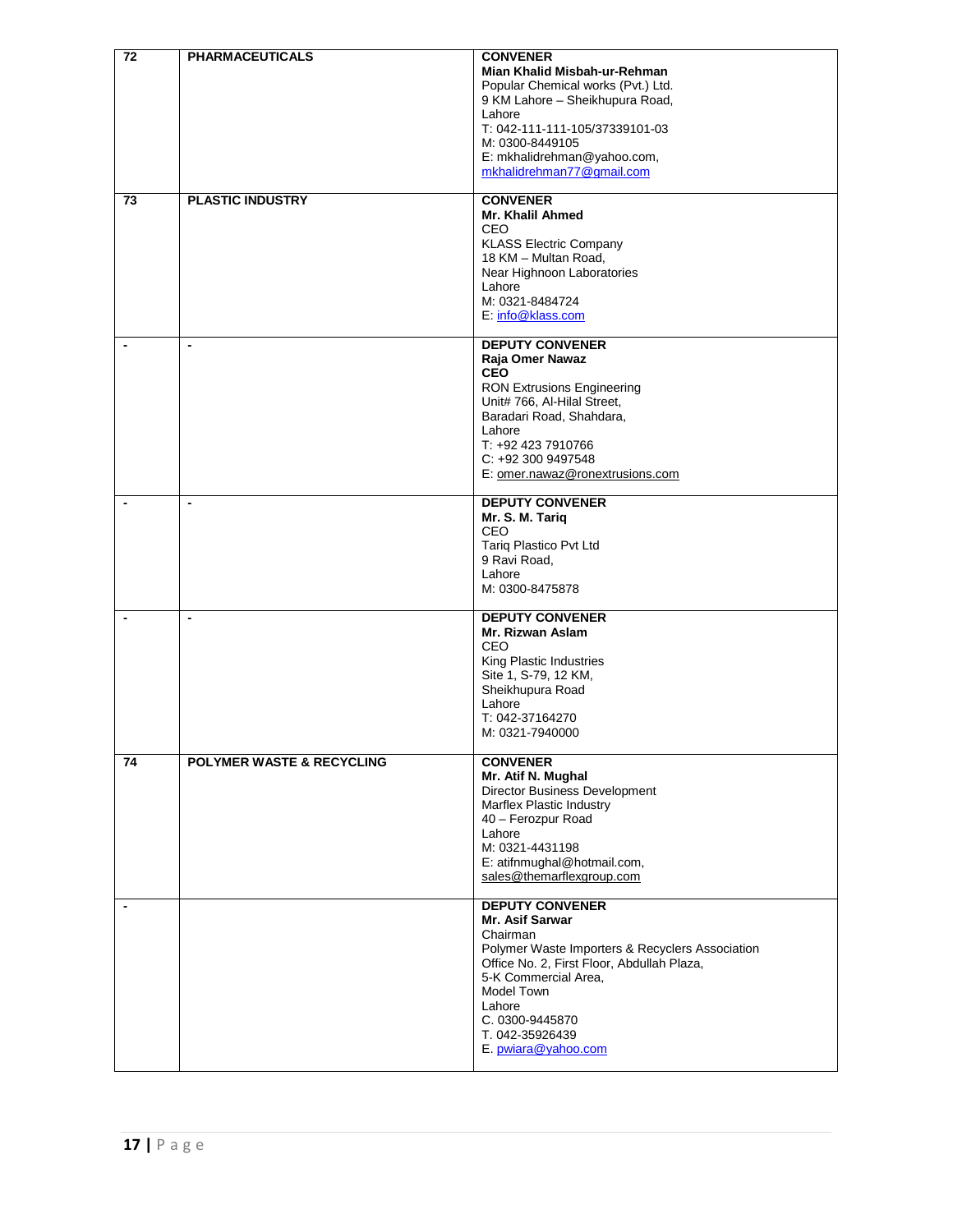| | | |
|---|---|---|
| **72** | **PHARMACEUTICALS** | **CONVENER**<br>**Mian Khalid Misbah-ur-Rehman**<br>Popular Chemical works (Pvt.) Ltd.<br>9 KM Lahore – Sheikhupura Road,<br>Lahore<br>T: 042-111-111-105/37339101-03<br>M: 0300-8449105<br>E: mkhalidrehman@yahoo.com,<br>mkhalidrehman77@gmail.com |
| **73** | **PLASTIC INDUSTRY** | **CONVENER**<br>**Mr. Khalil Ahmed**<br>CEO<br>KLASS Electric Company<br>18 KM – Multan Road,<br>Near Highnoon Laboratories<br>Lahore<br>M: 0321-8484724<br>E: info@klass.com |
| - | - | **DEPUTY CONVENER**<br>**Raja Omer Nawaz**<br>**CEO**<br>RON Extrusions Engineering<br>Unit# 766, Al-Hilal Street,<br>Baradari Road, Shahdara,<br>Lahore<br>T: +92 423 7910766<br>C: +92 300 9497548<br>E: omer.nawaz@ronextrusions.com |
| - | - | **DEPUTY CONVENER**<br>**Mr. S. M. Tariq**<br>CEO<br>Tariq Plastico Pvt Ltd<br>9 Ravi Road,<br>Lahore<br>M: 0300-8475878 |
| - | - | **DEPUTY CONVENER**<br>**Mr. Rizwan Aslam**<br>CEO<br>King Plastic Industries<br>Site 1, S-79, 12 KM,<br>Sheikhupura Road<br>Lahore<br>T: 042-37164270<br>M: 0321-7940000 |
| **74** | **POLYMER WASTE & RECYCLING** | **CONVENER**<br>**Mr. Atif N. Mughal**<br>Director Business Development<br>Marflex Plastic Industry<br>40 – Ferozpur Road<br>Lahore<br>M: 0321-4431198<br>E: atifnmughal@hotmail.com,<br>sales@themarflexgroup.com |
| - | | **DEPUTY CONVENER**<br>**Mr. Asif Sarwar**<br>Chairman<br>Polymer Waste Importers & Recyclers Association<br>Office No. 2, First Floor, Abdullah Plaza,<br>5-K Commercial Area,<br>Model Town<br>Lahore<br>C. 0300-9445870<br>T. 042-35926439<br>E. pwiara@yahoo.com |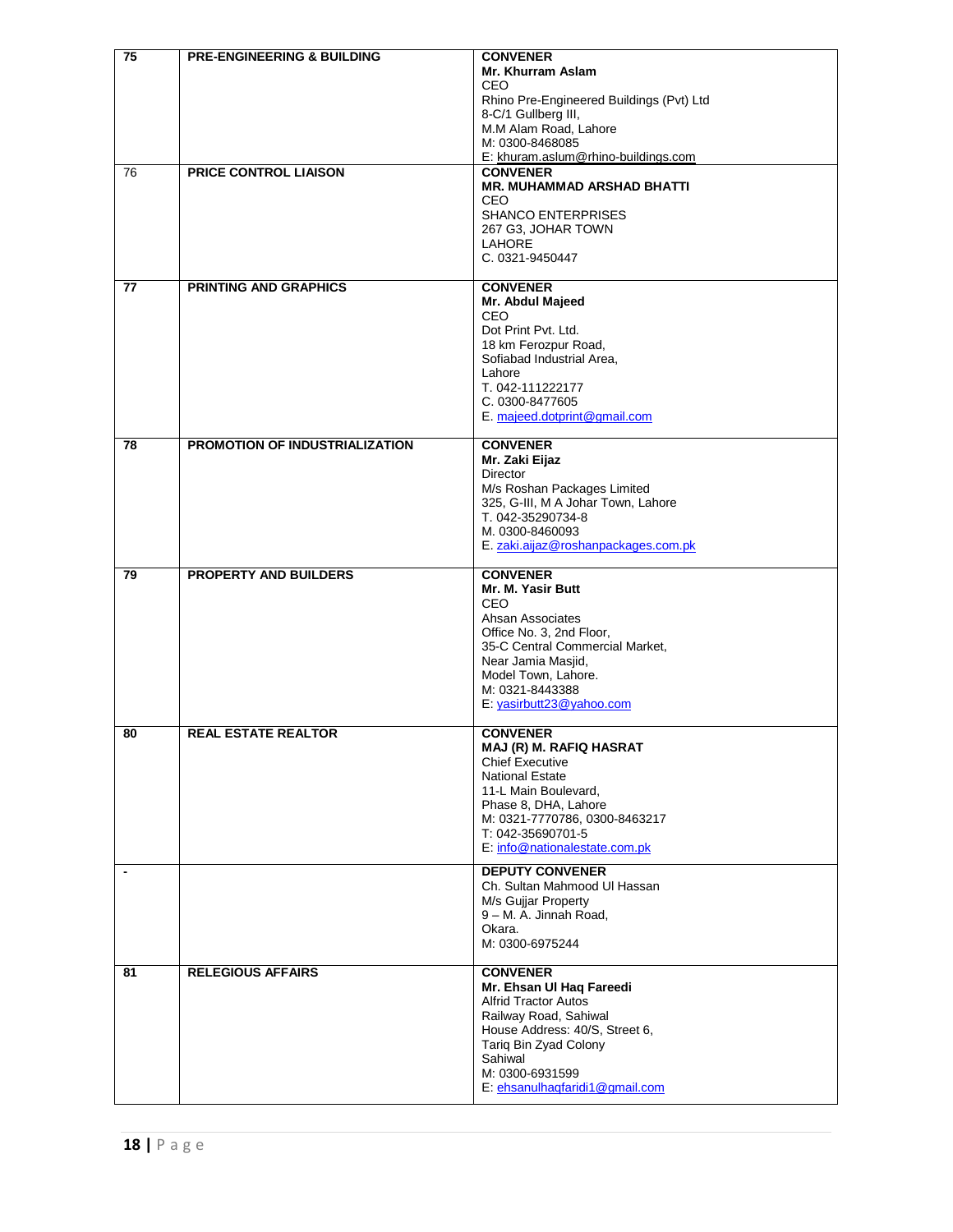| 75 | PRE-ENGINEERING & BUILDING | **CONVENER**<br>**Mr. Khurram Aslam**<br>CEO<br>Rhino Pre-Engineered Buildings (Pvt) Ltd<br>8-C/1 Gullberg III,<br>M.M Alam Road, Lahore<br>M: 0300-8468085<br>E: khuram.aslum@rhino-buildings.com |
|---|---|---|
| 76 | PRICE CONTROL LIAISON | **CONVENER**<br>**MR. MUHAMMAD ARSHAD BHATTI**<br>CEO<br>SHANCO ENTERPRISES<br>267 G3, JOHAR TOWN<br>LAHORE<br>C. 0321-9450447 |
| 77 | PRINTING AND GRAPHICS | **CONVENER**<br>**Mr. Abdul Majeed**<br>CEO<br>Dot Print Pvt. Ltd.<br>18 km Ferozpur Road,<br>Sofiabad Industrial Area,<br>Lahore<br>T. 042-111222177<br>C. 0300-8477605<br>E. majeed.dotprint@gmail.com |
| 78 | PROMOTION OF INDUSTRIALIZATION | **CONVENER**<br>**Mr. Zaki Eijaz**<br>Director<br>M/s Roshan Packages Limited<br>325, G-III, M A Johar Town, Lahore<br>T. 042-35290734-8<br>M. 0300-8460093<br>E. zaki.aijaz@roshanpackages.com.pk |
| 79 | PROPERTY AND BUILDERS | **CONVENER**<br>**Mr. M. Yasir Butt**<br>CEO<br>Ahsan Associates<br>Office No. 3, 2nd Floor,<br>35-C Central Commercial Market,<br>Near Jamia Masjid,<br>Model Town, Lahore.<br>M: 0321-8443388<br>E: yasirbutt23@yahoo.com |
| 80 | REAL ESTATE REALTOR | **CONVENER**<br>**MAJ (R) M. RAFIQ HASRAT**<br>Chief Executive<br>National Estate<br>11-L Main Boulevard,<br>Phase 8, DHA, Lahore<br>M: 0321-7770786, 0300-8463217<br>T: 042-35690701-5<br>E: info@nationalestate.com.pk |
| - | | **DEPUTY CONVENER**<br>Ch. Sultan Mahmood Ul Hassan<br>M/s Gujjar Property<br>9 – M. A. Jinnah Road,<br>Okara.<br>M: 0300-6975244 |
| 81 | RELEGIOUS AFFAIRS | **CONVENER**<br>**Mr. Ehsan Ul Haq Fareedi**<br>Alfrid Tractor Autos<br>Railway Road, Sahiwal<br>House Address: 40/S, Street 6,<br>Tariq Bin Zyad Colony<br>Sahiwal<br>M: 0300-6931599<br>E: ehsanulhaqfaridi1@gmail.com |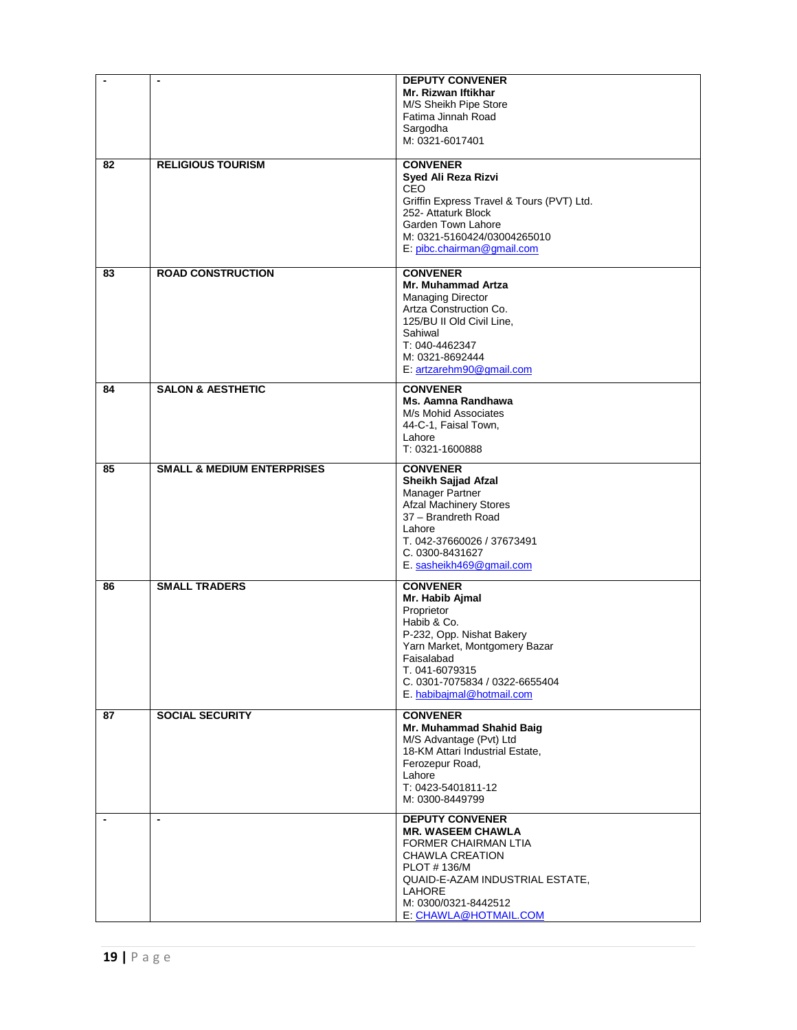| | | |
|---|---|---|
| - | - | **DEPUTY CONVENER**<br>**Mr. Rizwan Iftikhar**<br>M/S Sheikh Pipe Store<br>Fatima Jinnah Road<br>Sargodha<br>M: 0321-6017401 |
| 82 | **RELIGIOUS TOURISM** | **CONVENER**<br>**Syed Ali Reza Rizvi**<br>CEO<br>Griffin Express Travel & Tours (PVT) Ltd.<br>252- Attaturk Block<br>Garden Town Lahore<br>M: 0321-5160424/03004265010<br>E: pibc.chairman@gmail.com |
| 83 | **ROAD CONSTRUCTION** | **CONVENER**<br>**Mr. Muhammad Artza**<br>Managing Director<br>Artza Construction Co.<br>125/BU II Old Civil Line,<br>Sahiwal<br>T: 040-4462347<br>M: 0321-8692444<br>E: artzarehm90@gmail.com |
| 84 | **SALON & AESTHETIC** | **CONVENER**<br>**Ms. Aamna Randhawa**<br>M/s Mohid Associates<br>44-C-1, Faisal Town,<br>Lahore<br>T: 0321-1600888 |
| 85 | **SMALL & MEDIUM ENTERPRISES** | **CONVENER**<br>**Sheikh Sajjad Afzal**<br>Manager Partner<br>Afzal Machinery Stores<br>37 – Brandreth Road<br>Lahore<br>T. 042-37660026 / 37673491<br>C. 0300-8431627<br>E. sasheikh469@gmail.com |
| 86 | **SMALL TRADERS** | **CONVENER**<br>**Mr. Habib Ajmal**<br>Proprietor<br>Habib & Co.<br>P-232, Opp. Nishat Bakery<br>Yarn Market, Montgomery Bazar<br>Faisalabad<br>T. 041-6079315<br>C. 0301-7075834 / 0322-6655404<br>E. habibajmal@hotmail.com |
| 87 | **SOCIAL SECURITY** | **CONVENER**<br>**Mr. Muhammad Shahid Baig**<br>M/S Advantage (Pvt) Ltd<br>18-KM Attari Industrial Estate,<br>Ferozepur Road,<br>Lahore<br>T: 0423-5401811-12<br>M: 0300-8449799 |
| - | - | **DEPUTY CONVENER**<br>**MR. WASEEM CHAWLA**<br>FORMER CHAIRMAN LTIA<br>CHAWLA CREATION<br>PLOT # 136/M<br>QUAID-E-AZAM INDUSTRIAL ESTATE,<br>LAHORE<br>M: 0300/0321-8442512<br>E: CHAWLA@HOTMAIL.COM |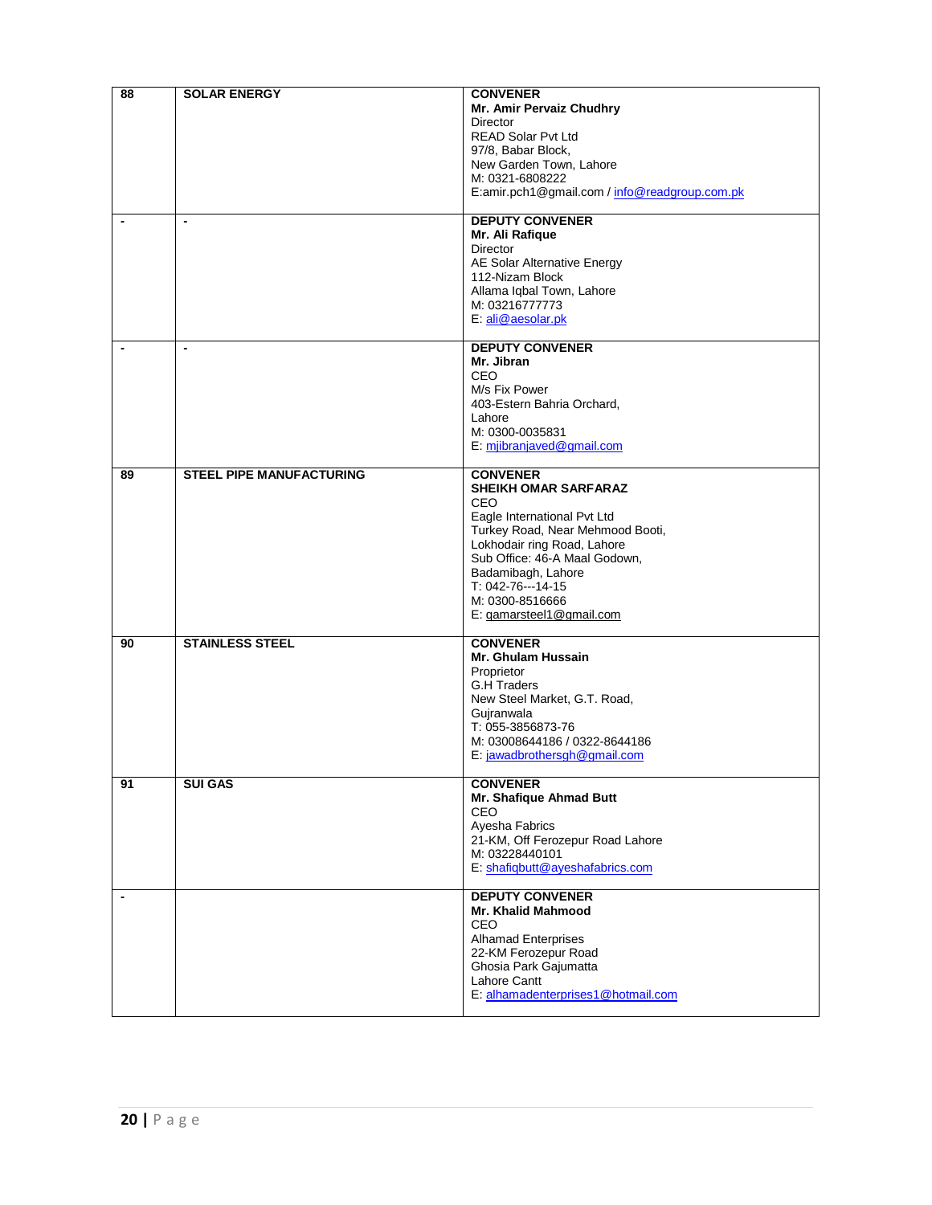| | | |
|---|---|---|
| **88** | **SOLAR ENERGY** | **CONVENER**<br>**Mr. Amir Pervaiz Chudhry**<br>Director<br>READ Solar Pvt Ltd<br>97/8, Babar Block,<br>New Garden Town, Lahore<br>M: 0321-6808222<br>E:amir.pch1@gmail.com / info@readgroup.com.pk |
| **-** | **-** | **DEPUTY CONVENER**<br>**Mr. Ali Rafique**<br>Director<br>AE Solar Alternative Energy<br>112-Nizam Block<br>Allama Iqbal Town, Lahore<br>M: 03216777773<br>E: ali@aesolar.pk |
| **-** | **-** | **DEPUTY CONVENER**<br>**Mr. Jibran**<br>CEO<br>M/s Fix Power<br>403-Estern Bahria Orchard,<br>Lahore<br>M: 0300-0035831<br>E: mjibranjaved@gmail.com |
| **89** | **STEEL PIPE MANUFACTURING** | **CONVENER**<br>**SHEIKH OMAR SARFARAZ**<br>CEO<br>Eagle International Pvt Ltd<br>Turkey Road, Near Mehmood Booti,<br>Lokhodair ring Road, Lahore<br>Sub Office: 46-A Maal Godown,<br>Badamibagh, Lahore<br>T: 042-76---14-15<br>M: 0300-8516666<br>E: qamarsteel1@gmail.com |
| **90** | **STAINLESS STEEL** | **CONVENER**<br>**Mr. Ghulam Hussain**<br>Proprietor<br>G.H Traders<br>New Steel Market, G.T. Road,<br>Gujranwala<br>T: 055-3856873-76<br>M: 03008644186 / 0322-8644186<br>E: jawadbrothersgh@gmail.com |
| **91** | **SUI GAS** | **CONVENER**<br>**Mr. Shafique Ahmad Butt**<br>CEO<br>Ayesha Fabrics<br>21-KM, Off Ferozepur Road Lahore<br>M: 03228440101<br>E: shafiqbutt@ayeshafabrics.com |
| **-** | | **DEPUTY CONVENER**<br>**Mr. Khalid Mahmood**<br>CEO<br>Alhamad Enterprises<br>22-KM Ferozepur Road<br>Ghosia Park Gajumatta<br>Lahore Cantt<br>E: alhamadenterprises1@hotmail.com |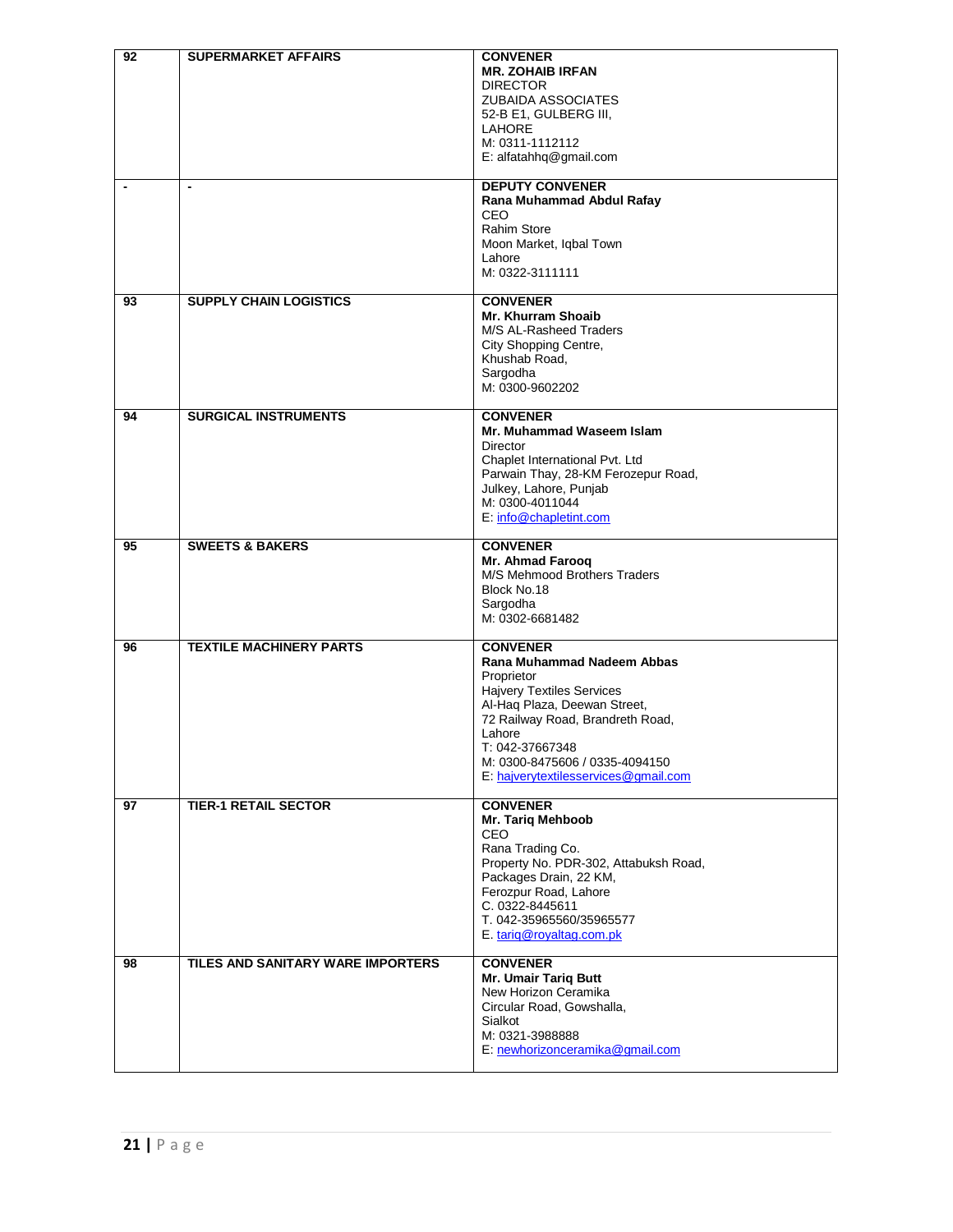| 92 | SUPERMARKET AFFAIRS | **CONVENER**<br>**MR. ZOHAIB IRFAN**<br>DIRECTOR<br>ZUBAIDA ASSOCIATES<br>52-B E1, GULBERG III,<br>LAHORE<br>M: 0311-1112112<br>E: alfatahhq@gmail.com |
|---|---|---|
| - | - | **DEPUTY CONVENER**<br>**Rana Muhammad Abdul Rafay**<br>CEO<br>Rahim Store<br>Moon Market, Iqbal Town<br>Lahore<br>M: 0322-3111111 |
| 93 | SUPPLY CHAIN LOGISTICS | **CONVENER**<br>**Mr. Khurram Shoaib**<br>M/S AL-Rasheed Traders<br>City Shopping Centre,<br>Khushab Road,<br>Sargodha<br>M: 0300-9602202 |
| 94 | SURGICAL INSTRUMENTS | **CONVENER**<br>**Mr. Muhammad Waseem Islam**<br>Director<br>Chaplet International Pvt. Ltd<br>Parwain Thay, 28-KM Ferozepur Road,<br>Julkey, Lahore, Punjab<br>M: 0300-4011044<br>E: info@chapletint.com |
| 95 | SWEETS & BAKERS | **CONVENER**<br>**Mr. Ahmad Farooq**<br>M/S Mehmood Brothers Traders<br>Block No.18<br>Sargodha<br>M: 0302-6681482 |
| 96 | TEXTILE MACHINERY PARTS | **CONVENER**<br>**Rana Muhammad Nadeem Abbas**<br>Proprietor<br>Hajvery Textiles Services<br>Al-Haq Plaza, Deewan Street,<br>72 Railway Road, Brandreth Road,<br>Lahore<br>T: 042-37667348<br>M: 0300-8475606 / 0335-4094150<br>E: hajverytextilesservices@gmail.com |
| 97 | TIER-1 RETAIL SECTOR | **CONVENER**<br>**Mr. Tariq Mehboob**<br>CEO<br>Rana Trading Co.<br>Property No. PDR-302, Attabuksh Road,<br>Packages Drain, 22 KM,<br>Ferozpur Road, Lahore<br>C. 0322-8445611<br>T. 042-35965560/35965577<br>E. tariq@royaltag.com.pk |
| 98 | TILES AND SANITARY WARE IMPORTERS | **CONVENER**<br>**Mr. Umair Tariq Butt**<br>New Horizon Ceramika<br>Circular Road, Gowshalla,<br>Sialkot<br>M: 0321-3988888<br>E: newhorizonceramika@gmail.com |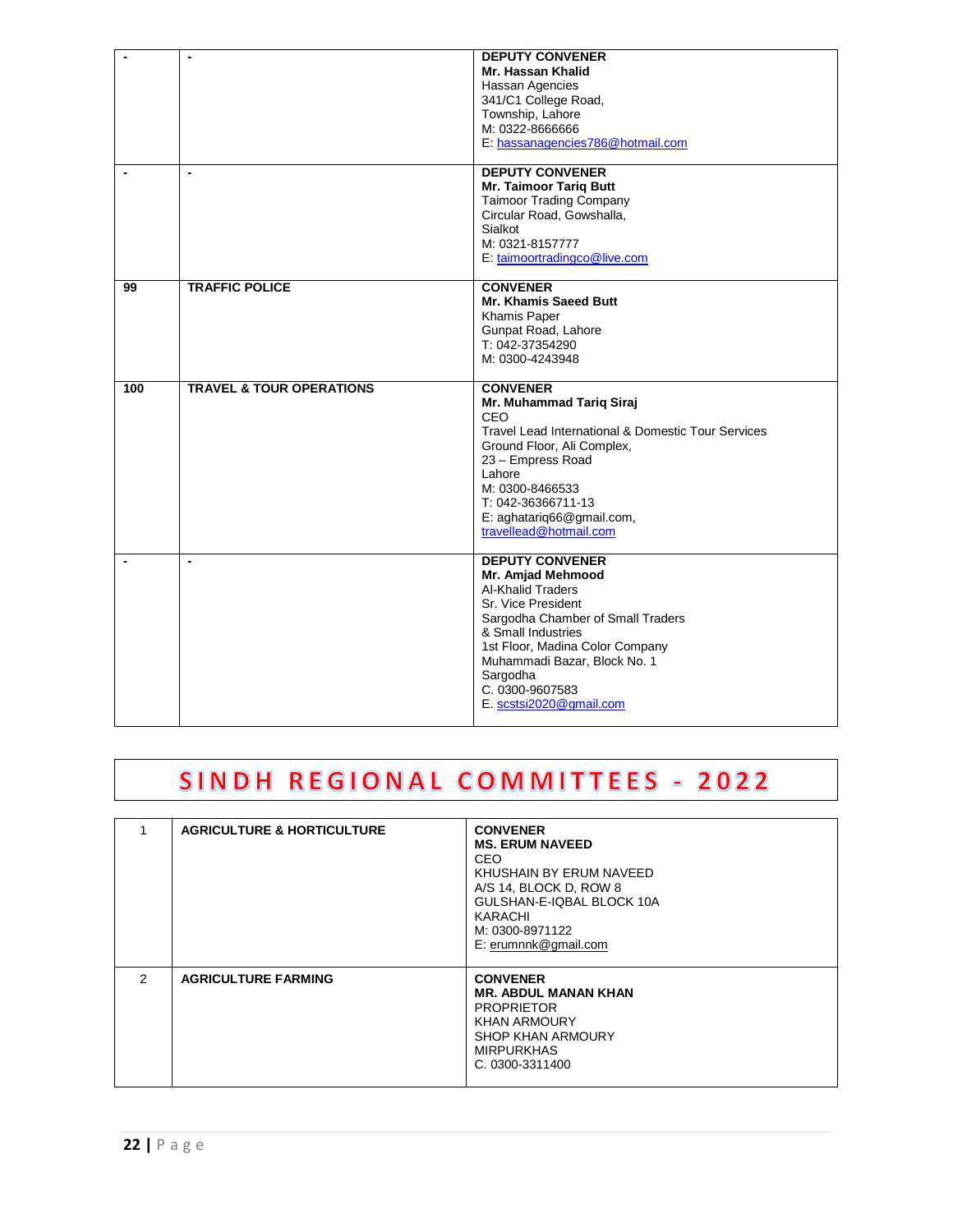| - | - | **DEPUTY CONVENER**<br>**Mr. Hassan Khalid**<br>Hassan Agencies<br>341/C1 College Road,<br>Township, Lahore<br>M: 0322-8666666<br>E: hassanagencies786@hotmail.com |
|---|---|---|
| - | - | **DEPUTY CONVENER**<br>**Mr. Taimoor Tariq Butt**<br>Taimoor Trading Company<br>Circular Road, Gowshalla,<br>Sialkot<br>M: 0321-8157777<br>E: taimoortradingco@live.com |
| **99** | **TRAFFIC POLICE** | **CONVENER**<br>**Mr. Khamis Saeed Butt**<br>Khamis Paper<br>Gunpat Road, Lahore<br>T: 042-37354290<br>M: 0300-4243948 |
| **100** | **TRAVEL & TOUR OPERATIONS** | **CONVENER**<br>**Mr. Muhammad Tariq Siraj**<br>CEO<br>Travel Lead International & Domestic Tour Services<br>Ground Floor, Ali Complex,<br>23 – Empress Road<br>Lahore<br>M: 0300-8466533<br>T: 042-36366711-13<br>E: aghatariq66@gmail.com,<br>travellead@hotmail.com |
| - | - | **DEPUTY CONVENER**<br>**Mr. Amjad Mehmood**<br>Al-Khalid Traders<br>Sr. Vice President<br>Sargodha Chamber of Small Traders<br>& Small Industries<br>1st Floor, Madina Color Company<br>Muhammadi Bazar, Block No. 1<br>Sargodha<br>C. 0300-9607583<br>E. scstsi2020@gmail.com |

# SINDH REGIONAL COMMITTEES - 2022

| 1 | **AGRICULTURE & HORTICULTURE** | **CONVENER**<br>**MS. ERUM NAVEED**<br>CEO<br>KHUSHAIN BY ERUM NAVEED<br>A/S 14, BLOCK D, ROW 8<br>GULSHAN-E-IQBAL BLOCK 10A<br>KARACHI<br>M: 0300-8971122<br>E: erumnnk@gmail.com |
|---|---|---|
| 2 | **AGRICULTURE FARMING** | **CONVENER**<br>**MR. ABDUL MANAN KHAN**<br>PROPRIETOR<br>KHAN ARMOURY<br>SHOP KHAN ARMOURY<br>MIRPURKHAS<br>C. 0300-3311400 |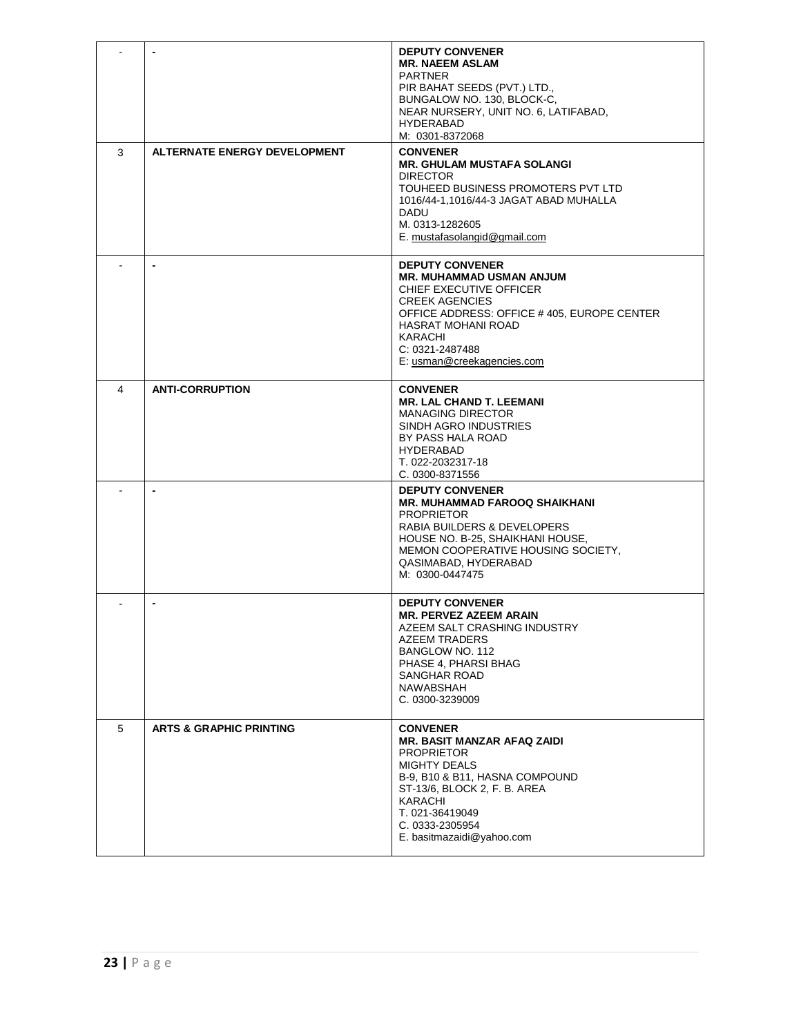| | | |
|---|---|---|
| - | - | **DEPUTY CONVENER**<br>**MR. NAEEM ASLAM**<br>PARTNER<br>PIR BAHAT SEEDS (PVT.) LTD.,<br>BUNGALOW NO. 130, BLOCK-C,<br>NEAR NURSERY, UNIT NO. 6, LATIFABAD,<br>HYDERABAD<br>M: 0301-8372068 |
| 3 | **ALTERNATE ENERGY DEVELOPMENT** | **CONVENER**<br>**MR. GHULAM MUSTAFA SOLANGI**<br>DIRECTOR<br>TOUHEED BUSINESS PROMOTERS PVT LTD<br>1016/44-1,1016/44-3 JAGAT ABAD MUHALLA<br>DADU<br>M. 0313-1282605<br>E. mustafasolangid@gmail.com |
| - | - | **DEPUTY CONVENER**<br>**MR. MUHAMMAD USMAN ANJUM**<br>CHIEF EXECUTIVE OFFICER<br>CREEK AGENCIES<br>OFFICE ADDRESS: OFFICE # 405, EUROPE CENTER<br>HASRAT MOHANI ROAD<br>KARACHI<br>C: 0321-2487488<br>E: usman@creekagencies.com |
| 4 | **ANTI-CORRUPTION** | **CONVENER**<br>**MR. LAL CHAND T. LEEMANI**<br>MANAGING DIRECTOR<br>SINDH AGRO INDUSTRIES<br>BY PASS HALA ROAD<br>HYDERABAD<br>T. 022-2032317-18<br>C. 0300-8371556 |
| - | - | **DEPUTY CONVENER**<br>**MR. MUHAMMAD FAROOQ SHAIKHANI**<br>PROPRIETOR<br>RABIA BUILDERS & DEVELOPERS<br>HOUSE NO. B-25, SHAIKHANI HOUSE,<br>MEMON COOPERATIVE HOUSING SOCIETY,<br>QASIMABAD, HYDERABAD<br>M: 0300-0447475 |
| - | - | **DEPUTY CONVENER**<br>**MR. PERVEZ AZEEM ARAIN**<br>AZEEM SALT CRASHING INDUSTRY<br>AZEEM TRADERS<br>BANGLOW NO. 112<br>PHASE 4, PHARSI BHAG<br>SANGHAR ROAD<br>NAWABSHAH<br>C. 0300-3239009 |
| 5 | **ARTS & GRAPHIC PRINTING** | **CONVENER**<br>**MR. BASIT MANZAR AFAQ ZAIDI**<br>PROPRIETOR<br>MIGHTY DEALS<br>B-9, B10 & B11, HASNA COMPOUND<br>ST-13/6, BLOCK 2, F. B. AREA<br>KARACHI<br>T. 021-36419049<br>C. 0333-2305954<br>E. basitmazaidi@yahoo.com |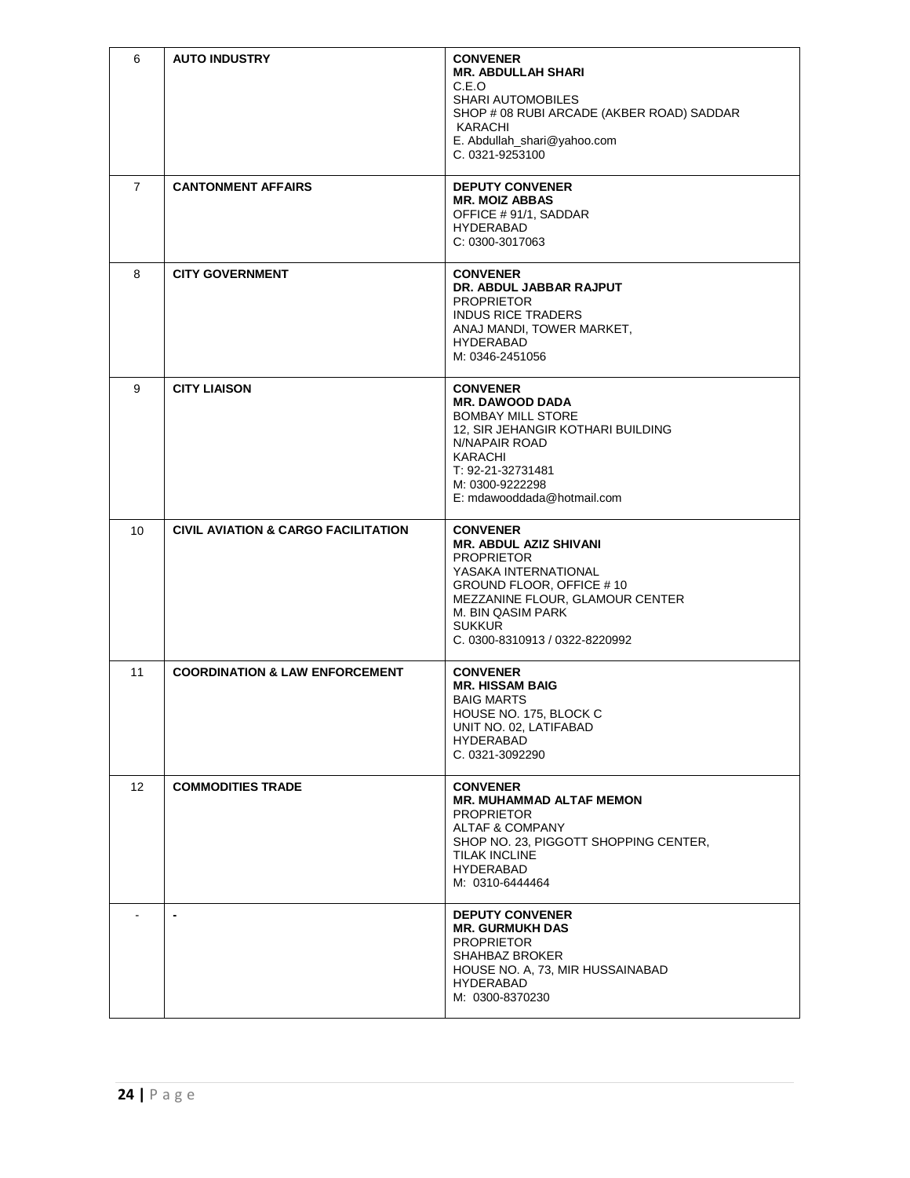| | | |
|---|---|---|
| 6 | **AUTO INDUSTRY** | **CONVENER**<br>**MR. ABDULLAH SHARI**<br>C.E.O<br>SHARI AUTOMOBILES<br>SHOP # 08 RUBI ARCADE (AKBER ROAD) SADDAR<br>KARACHI<br>E. Abdullah_shari@yahoo.com<br>C. 0321-9253100 |
| 7 | **CANTONMENT AFFAIRS** | **DEPUTY CONVENER**<br>**MR. MOIZ ABBAS**<br>OFFICE # 91/1, SADDAR<br>HYDERABAD<br>C: 0300-3017063 |
| 8 | **CITY GOVERNMENT** | **CONVENER**<br>**DR. ABDUL JABBAR RAJPUT**<br>PROPRIETOR<br>INDUS RICE TRADERS<br>ANAJ MANDI, TOWER MARKET,<br>HYDERABAD<br>M: 0346-2451056 |
| 9 | **CITY LIAISON** | **CONVENER**<br>**MR. DAWOOD DADA**<br>BOMBAY MILL STORE<br>12, SIR JEHANGIR KOTHARI BUILDING<br>N/NAPAIR ROAD<br>KARACHI<br>T: 92-21-32731481<br>M: 0300-9222298<br>E: mdawooddada@hotmail.com |
| 10 | **CIVIL AVIATION & CARGO FACILITATION** | **CONVENER**<br>**MR. ABDUL AZIZ SHIVANI**<br>PROPRIETOR<br>YASAKA INTERNATIONAL<br>GROUND FLOOR, OFFICE # 10<br>MEZZANINE FLOUR, GLAMOUR CENTER<br>M. BIN QASIM PARK<br>SUKKUR<br>C. 0300-8310913 / 0322-8220992 |
| 11 | **COORDINATION & LAW ENFORCEMENT** | **CONVENER**<br>**MR. HISSAM BAIG**<br>BAIG MARTS<br>HOUSE NO. 175, BLOCK C<br>UNIT NO. 02, LATIFABAD<br>HYDERABAD<br>C. 0321-3092290 |
| 12 | **COMMODITIES TRADE** | **CONVENER**<br>**MR. MUHAMMAD ALTAF MEMON**<br>PROPRIETOR<br>ALTAF & COMPANY<br>SHOP NO. 23, PIGGOTT SHOPPING CENTER,<br>TILAK INCLINE<br>HYDERABAD<br>M: 0310-6444464 |
| - | **-** | **DEPUTY CONVENER**<br>**MR. GURMUKH DAS**<br>PROPRIETOR<br>SHAHBAZ BROKER<br>HOUSE NO. A, 73, MIR HUSSAINABAD<br>HYDERABAD<br>M: 0300-8370230 |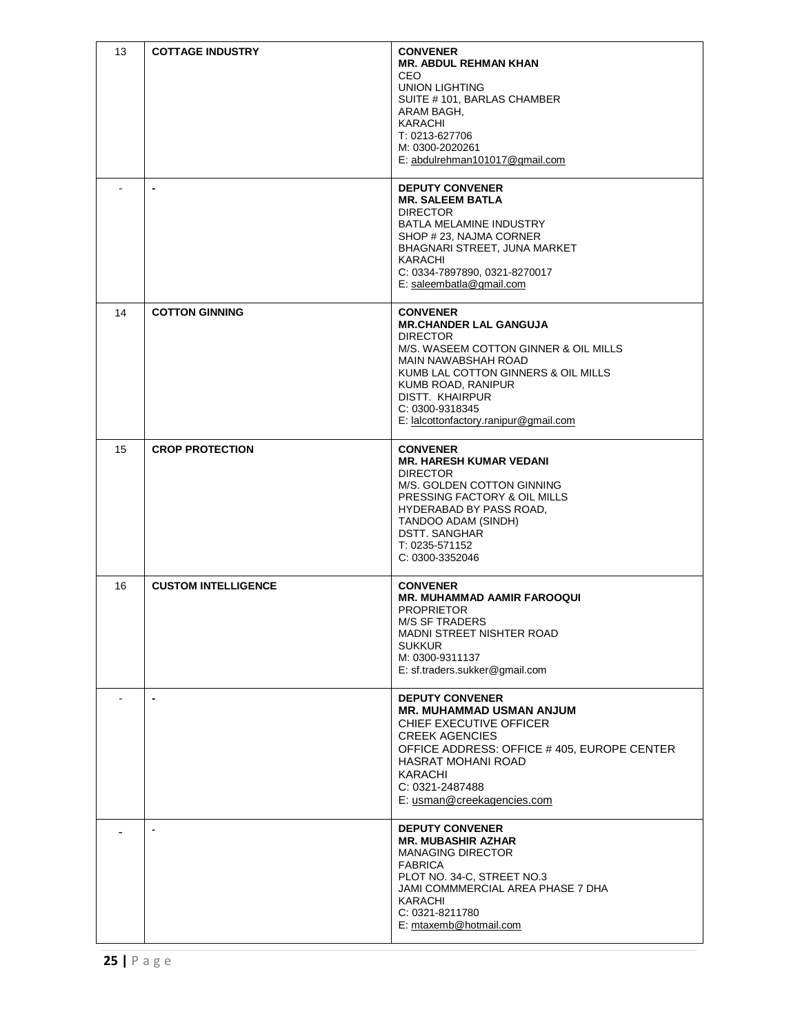| 13 | **COTTAGE INDUSTRY** | **CONVENER**<br>**MR. ABDUL REHMAN KHAN**<br>CEO<br>UNION LIGHTING<br>SUITE # 101, BARLAS CHAMBER<br>ARAM BAGH,<br>KARACHI<br>T: 0213-627706<br>M: 0300-2020261<br>E: abdulrehman101017@gmail.com |
|---|---|---|
| - | - | **DEPUTY CONVENER**<br>**MR. SALEEM BATLA**<br>DIRECTOR<br>BATLA MELAMINE INDUSTRY<br>SHOP # 23, NAJMA CORNER<br>BHAGNARI STREET, JUNA MARKET<br>KARACHI<br>C: 0334-7897890, 0321-8270017<br>E: saleembatla@gmail.com |
| 14 | **COTTON GINNING** | **CONVENER**<br>**MR.CHANDER LAL GANGUJA**<br>DIRECTOR<br>M/S. WASEEM COTTON GINNER & OIL MILLS<br>MAIN NAWABSHAH ROAD<br>KUMB LAL COTTON GINNERS & OIL MILLS<br>KUMB ROAD, RANIPUR<br>DISTT. KHAIRPUR<br>C: 0300-9318345<br>E: lalcottonfactory.ranipur@gmail.com |
| 15 | **CROP PROTECTION** | **CONVENER**<br>**MR. HARESH KUMAR VEDANI**<br>DIRECTOR<br>M/S. GOLDEN COTTON GINNING<br>PRESSING FACTORY & OIL MILLS<br>HYDERABAD BY PASS ROAD,<br>TANDOO ADAM (SINDH)<br>DSTT. SANGHAR<br>T: 0235-571152<br>C: 0300-3352046 |
| 16 | **CUSTOM INTELLIGENCE** | **CONVENER**<br>**MR. MUHAMMAD AAMIR FAROOQUI**<br>PROPRIETOR<br>M/S SF TRADERS<br>MADNI STREET NISHTER ROAD<br>SUKKUR<br>M: 0300-9311137<br>E: sf.traders.sukker@gmail.com |
| - | - | **DEPUTY CONVENER**<br>**MR. MUHAMMAD USMAN ANJUM**<br>CHIEF EXECUTIVE OFFICER<br>CREEK AGENCIES<br>OFFICE ADDRESS: OFFICE # 405, EUROPE CENTER<br>HASRAT MOHANI ROAD<br>KARACHI<br>C: 0321-2487488<br>E: usman@creekagencies.com |
| - | - | **DEPUTY CONVENER**<br>**MR. MUBASHIR AZHAR**<br>MANAGING DIRECTOR<br>FABRICA<br>PLOT NO. 34-C, STREET NO.3<br>JAMI COMMMERCIAL AREA PHASE 7 DHA<br>KARACHI<br>C: 0321-8211780<br>E: mtaxemb@hotmail.com |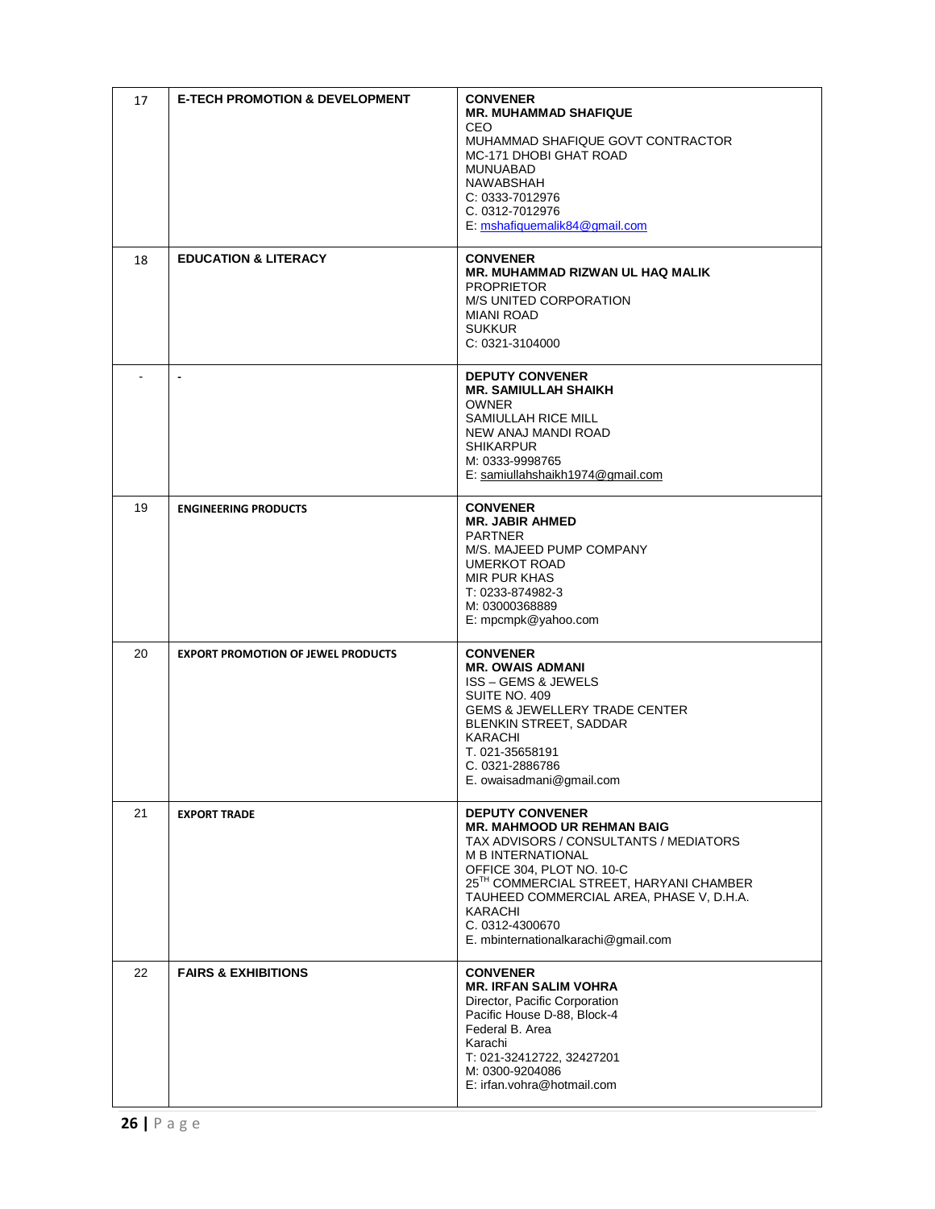| | | |
|---|---|---|
| 17 | **E-TECH PROMOTION & DEVELOPMENT** | **CONVENER**<br>**MR. MUHAMMAD SHAFIQUE**<br>CEO<br>MUHAMMAD SHAFIQUE GOVT CONTRACTOR<br>MC-171 DHOBI GHAT ROAD<br>MUNUABAD<br>NAWABSHAH<br>C: 0333-7012976<br>C. 0312-7012976<br>E: mshafiquemalik84@gmail.com |
| 18 | **EDUCATION & LITERACY** | **CONVENER**<br>**MR. MUHAMMAD RIZWAN UL HAQ MALIK**<br>PROPRIETOR<br>M/S UNITED CORPORATION<br>MIANI ROAD<br>SUKKUR<br>C: 0321-3104000 |
| - | - | **DEPUTY CONVENER**<br>**MR. SAMIULLAH SHAIKH**<br>OWNER<br>SAMIULLAH RICE MILL<br>NEW ANAJ MANDI ROAD<br>SHIKARPUR<br>M: 0333-9998765<br>E: samiullahshaikh1974@gmail.com |
| 19 | **ENGINEERING PRODUCTS** | **CONVENER**<br>**MR. JABIR AHMED**<br>PARTNER<br>M/S. MAJEED PUMP COMPANY<br>UMERKOT ROAD<br>MIR PUR KHAS<br>T: 0233-874982-3<br>M: 03000368889<br>E: mpcmpk@yahoo.com |
| 20 | **EXPORT PROMOTION OF JEWEL PRODUCTS** | **CONVENER**<br>**MR. OWAIS ADMANI**<br>ISS – GEMS & JEWELS<br>SUITE NO. 409<br>GEMS & JEWELLERY TRADE CENTER<br>BLENKIN STREET, SADDAR<br>KARACHI<br>T. 021-35658191<br>C. 0321-2886786<br>E. owaisadmani@gmail.com |
| 21 | **EXPORT TRADE** | **DEPUTY CONVENER**<br>**MR. MAHMOOD UR REHMAN BAIG**<br>TAX ADVISORS / CONSULTANTS / MEDIATORS<br>M B INTERNATIONAL<br>OFFICE 304, PLOT NO. 10-C<br>25TH COMMERCIAL STREET, HARYANI CHAMBER<br>TAUHEED COMMERCIAL AREA, PHASE V, D.H.A.<br>KARACHI<br>C. 0312-4300670<br>E. mbinternationalkarachi@gmail.com |
| 22 | **FAIRS & EXHIBITIONS** | **CONVENER**<br>**MR. IRFAN SALIM VOHRA**<br>Director, Pacific Corporation<br>Pacific House D-88, Block-4<br>Federal B. Area<br>Karachi<br>T: 021-32412722, 32427201<br>M: 0300-9204086<br>E: irfan.vohra@hotmail.com |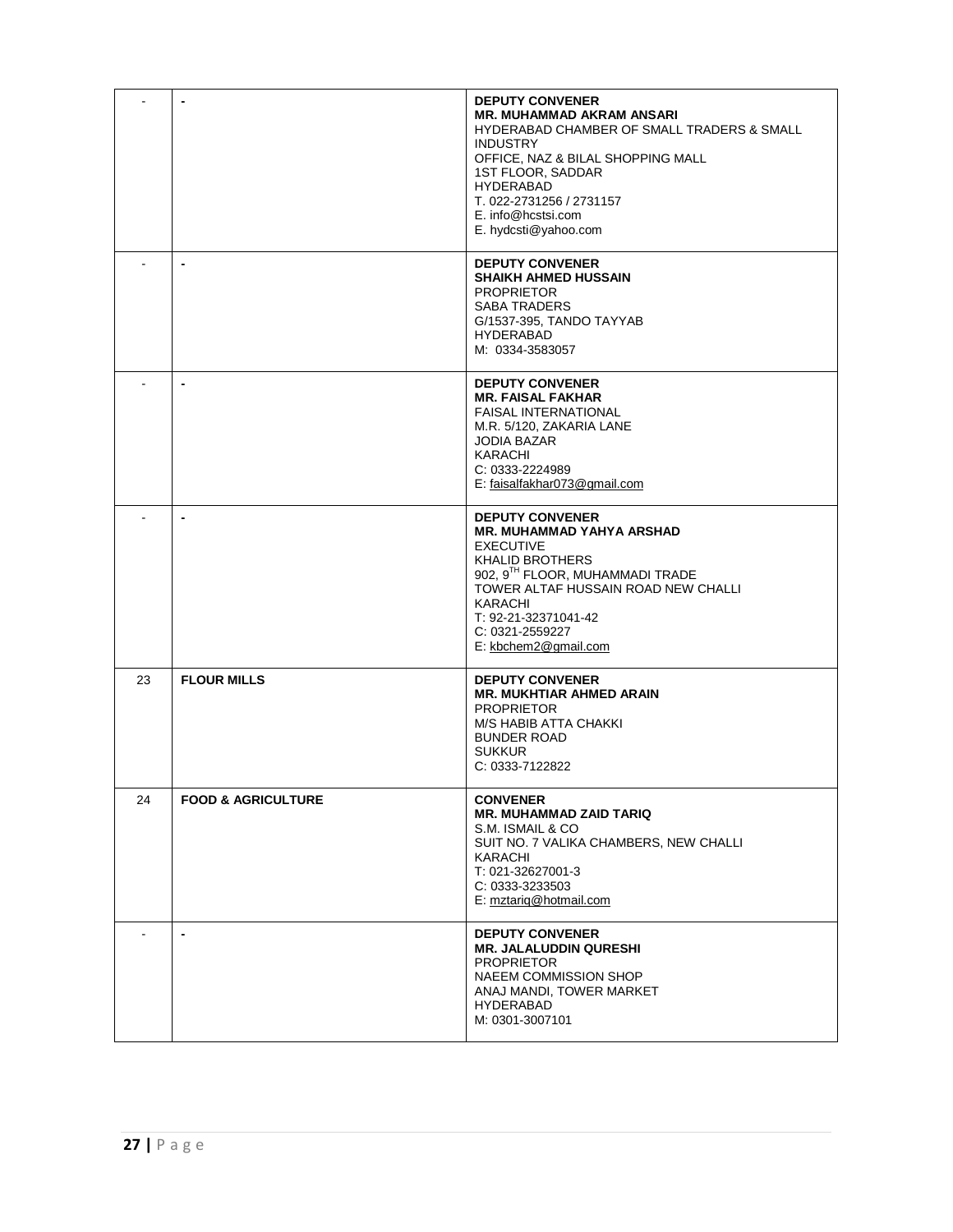| | | |
|---|---|---|
| - | - | **DEPUTY CONVENER**<br>**MR. MUHAMMAD AKRAM ANSARI**<br>HYDERABAD CHAMBER OF SMALL TRADERS & SMALL INDUSTRY<br>OFFICE, NAZ & BILAL SHOPPING MALL<br>1ST FLOOR, SADDAR<br>HYDERABAD<br>T. 022-2731256 / 2731157<br>E. info@hcstsi.com<br>E. hydcsti@yahoo.com |
| - | - | **DEPUTY CONVENER**<br>**SHAIKH AHMED HUSSAIN**<br>PROPRIETOR<br>SABA TRADERS<br>G/1537-395, TANDO TAYYAB<br>HYDERABAD<br>M: 0334-3583057 |
| - | - | **DEPUTY CONVENER**<br>**MR. FAISAL FAKHAR**<br>FAISAL INTERNATIONAL<br>M.R. 5/120, ZAKARIA LANE<br>JODIA BAZAR<br>KARACHI<br>C: 0333-2224989<br>E: faisalfakhar073@gmail.com |
| - | - | **DEPUTY CONVENER**<br>**MR. MUHAMMAD YAHYA ARSHAD**<br>EXECUTIVE<br>KHALID BROTHERS<br>902, 9TH FLOOR, MUHAMMADI TRADE TOWER ALTAF HUSSAIN ROAD NEW CHALLI<br>KARACHI<br>T: 92-21-32371041-42<br>C: 0321-2559227<br>E: kbchem2@gmail.com |
| 23 | **FLOUR MILLS** | **DEPUTY CONVENER**<br>**MR. MUKHTIAR AHMED ARAIN**<br>PROPRIETOR<br>M/S HABIB ATTA CHAKKI<br>BUNDER ROAD<br>SUKKUR<br>C: 0333-7122822 |
| 24 | **FOOD & AGRICULTURE** | **CONVENER**<br>**MR. MUHAMMAD ZAID TARIQ**<br>S.M. ISMAIL & CO<br>SUIT NO. 7 VALIKA CHAMBERS, NEW CHALLI<br>KARACHI<br>T: 021-32627001-3<br>C: 0333-3233503<br>E: mztariq@hotmail.com |
| - | - | **DEPUTY CONVENER**<br>**MR. JALALUDDIN QURESHI**<br>PROPRIETOR<br>NAEEM COMMISSION SHOP<br>ANAJ MANDI, TOWER MARKET<br>HYDERABAD<br>M: 0301-3007101 |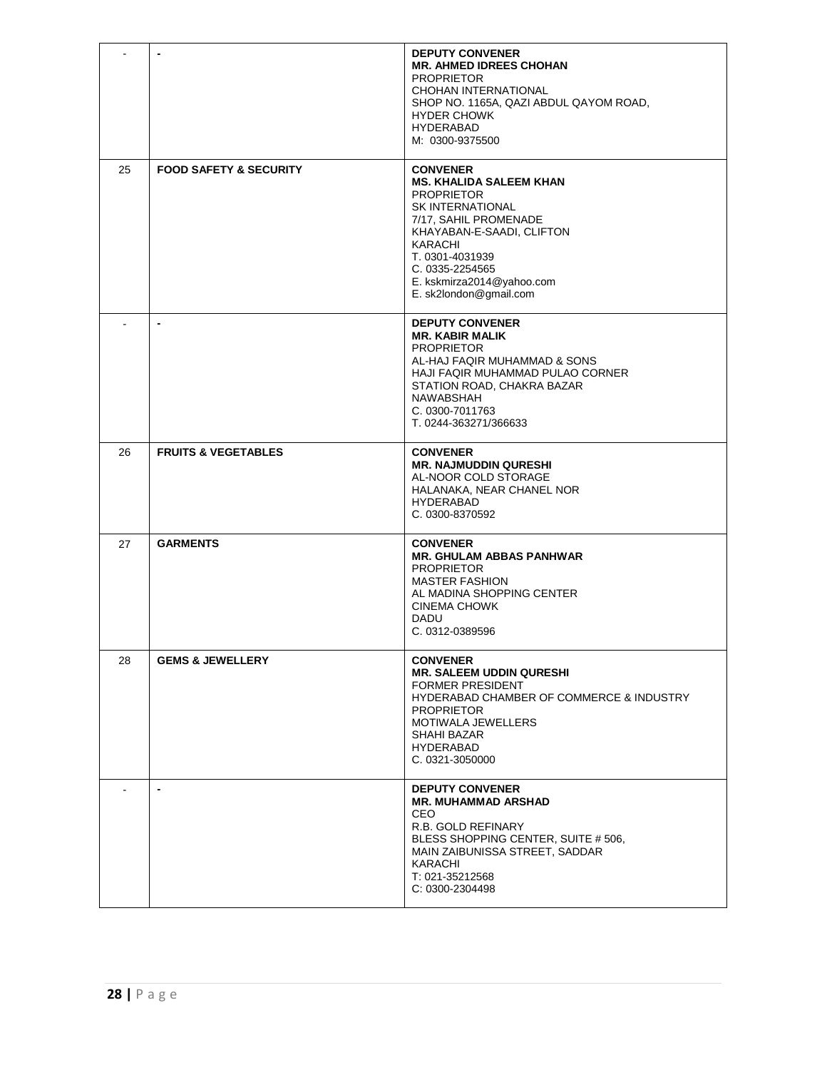| | | |
|---|---|---|
| - | - | **DEPUTY CONVENER**<br>**MR. AHMED IDREES CHOHAN**<br>PROPRIETOR<br>CHOHAN INTERNATIONAL<br>SHOP NO. 1165A, QAZI ABDUL QAYOM ROAD,<br>HYDER CHOWK<br>HYDERABAD<br>M: 0300-9375500 |
| 25 | **FOOD SAFETY & SECURITY** | **CONVENER**<br>**MS. KHALIDA SALEEM KHAN**<br>PROPRIETOR<br>SK INTERNATIONAL<br>7/17, SAHIL PROMENADE<br>KHAYABAN-E-SAADI, CLIFTON<br>KARACHI<br>T. 0301-4031939<br>C. 0335-2254565<br>E. kskmirza2014@yahoo.com<br>E. sk2london@gmail.com |
| - | - | **DEPUTY CONVENER**<br>**MR. KABIR MALIK**<br>PROPRIETOR<br>AL-HAJ FAQIR MUHAMMAD & SONS<br>HAJI FAQIR MUHAMMAD PULAO CORNER<br>STATION ROAD, CHAKRA BAZAR<br>NAWABSHAH<br>C. 0300-7011763<br>T. 0244-363271/366633 |
| 26 | **FRUITS & VEGETABLES** | **CONVENER**<br>**MR. NAJMUDDIN QURESHI**<br>AL-NOOR COLD STORAGE<br>HALANAKA, NEAR CHANEL NOR<br>HYDERABAD<br>C. 0300-8370592 |
| 27 | **GARMENTS** | **CONVENER**<br>**MR. GHULAM ABBAS PANHWAR**<br>PROPRIETOR<br>MASTER FASHION<br>AL MADINA SHOPPING CENTER<br>CINEMA CHOWK<br>DADU<br>C. 0312-0389596 |
| 28 | **GEMS & JEWELLERY** | **CONVENER**<br>**MR. SALEEM UDDIN QURESHI**<br>FORMER PRESIDENT<br>HYDERABAD CHAMBER OF COMMERCE & INDUSTRY<br>PROPRIETOR<br>MOTIWALA JEWELLERS<br>SHAHI BAZAR<br>HYDERABAD<br>C. 0321-3050000 |
| - | - | **DEPUTY CONVENER**<br>**MR. MUHAMMAD ARSHAD**<br>CEO<br>R.B. GOLD REFINARY<br>BLESS SHOPPING CENTER, SUITE # 506,<br>MAIN ZAIBUNISSA STREET, SADDAR<br>KARACHI<br>T: 021-35212568<br>C: 0300-2304498 |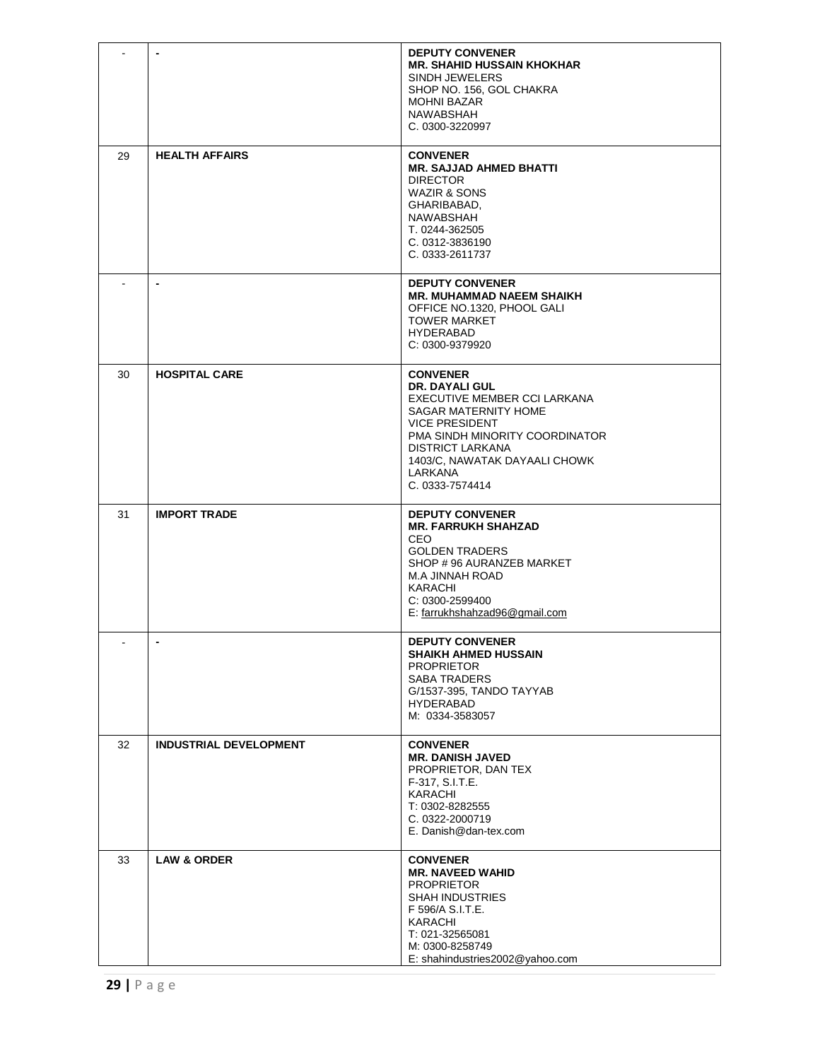| - | - | **DEPUTY CONVENER**<br>**MR. SHAHID HUSSAIN KHOKHAR**<br>SINDH JEWELERS<br>SHOP NO. 156, GOL CHAKRA<br>MOHNI BAZAR<br>NAWABSHAH<br>C. 0300-3220997 |
|---|---|---|
| 29 | **HEALTH AFFAIRS** | **CONVENER**<br>**MR. SAJJAD AHMED BHATTI**<br>DIRECTOR<br>WAZIR & SONS<br>GHARIBABAD,<br>NAWABSHAH<br>T. 0244-362505<br>C. 0312-3836190<br>C. 0333-2611737 |
| - | - | **DEPUTY CONVENER**<br>**MR. MUHAMMAD NAEEM SHAIKH**<br>OFFICE NO.1320, PHOOL GALI<br>TOWER MARKET<br>HYDERABAD<br>C: 0300-9379920 |
| 30 | **HOSPITAL CARE** | **CONVENER**<br>**DR. DAYALI GUL**<br>EXECUTIVE MEMBER CCI LARKANA<br>SAGAR MATERNITY HOME<br>VICE PRESIDENT<br>PMA SINDH MINORITY COORDINATOR<br>DISTRICT LARKANA<br>1403/C, NAWATAK DAYAALI CHOWK<br>LARKANA<br>C. 0333-7574414 |
| 31 | **IMPORT TRADE** | **DEPUTY CONVENER**<br>**MR. FARRUKH SHAHZAD**<br>CEO<br>GOLDEN TRADERS<br>SHOP # 96 AURANZEB MARKET<br>M.A JINNAH ROAD<br>KARACHI<br>C: 0300-2599400<br>E: farrukhshahzad96@gmail.com |
| - | - | **DEPUTY CONVENER**<br>**SHAIKH AHMED HUSSAIN**<br>PROPRIETOR<br>SABA TRADERS<br>G/1537-395, TANDO TAYYAB<br>HYDERABAD<br>M: 0334-3583057 |
| 32 | **INDUSTRIAL DEVELOPMENT** | **CONVENER**<br>**MR. DANISH JAVED**<br>PROPRIETOR, DAN TEX<br>F-317, S.I.T.E.<br>KARACHI<br>T: 0302-8282555<br>C. 0322-2000719<br>E. Danish@dan-tex.com |
| 33 | **LAW & ORDER** | **CONVENER**<br>**MR. NAVEED WAHID**<br>PROPRIETOR<br>SHAH INDUSTRIES<br>F 596/A S.I.T.E.<br>KARACHI<br>T: 021-32565081<br>M: 0300-8258749<br>E: shahindustries2002@yahoo.com |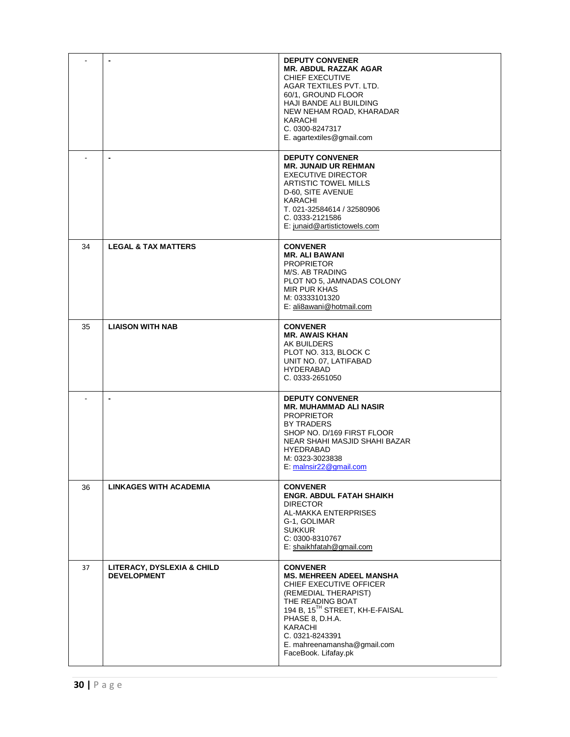| | | |
|---|---|---|
| - | - | **DEPUTY CONVENER**<br>**MR. ABDUL RAZZAK AGAR**<br>CHIEF EXECUTIVE<br>AGAR TEXTILES PVT. LTD.<br>60/1, GROUND FLOOR<br>HAJI BANDE ALI BUILDING<br>NEW NEHAM ROAD, KHARADAR<br>KARACHI<br>C. 0300-8247317<br>E. agartextiles@gmail.com |
| - | - | **DEPUTY CONVENER**<br>**MR. JUNAID UR REHMAN**<br>EXECUTIVE DIRECTOR<br>ARTISTIC TOWEL MILLS<br>D-60, SITE AVENUE<br>KARACHI<br>T. 021-32584614 / 32580906<br>C. 0333-2121586<br>E: junaid@artistictowels.com |
| 34 | **LEGAL & TAX MATTERS** | **CONVENER**<br>**MR. ALI BAWANI**<br>PROPRIETOR<br>M/S. AB TRADING<br>PLOT NO 5, JAMNADAS COLONY<br>MIR PUR KHAS<br>M: 03333101320<br>E: ali8awani@hotmail.com |
| 35 | **LIAISON WITH NAB** | **CONVENER**<br>**MR. AWAIS KHAN**<br>AK BUILDERS<br>PLOT NO. 313, BLOCK C<br>UNIT NO. 07, LATIFABAD<br>HYDERABAD<br>C. 0333-2651050 |
| - | - | **DEPUTY CONVENER**<br>**MR. MUHAMMAD ALI NASIR**<br>PROPRIETOR<br>BY TRADERS<br>SHOP NO. D/169 FIRST FLOOR<br>NEAR SHAHI MASJID SHAHI BAZAR<br>HYEDRABAD<br>M: 0323-3023838<br>E: malnsir22@gmail.com |
| 36 | **LINKAGES WITH ACADEMIA** | **CONVENER**<br>**ENGR. ABDUL FATAH SHAIKH**<br>DIRECTOR<br>AL-MAKKA ENTERPRISES<br>G-1, GOLIMAR<br>SUKKUR<br>C: 0300-8310767<br>E: shaikhfatah@gmail.com |
| 37 | **LITERACY, DYSLEXIA & CHILD DEVELOPMENT** | **CONVENER**<br>**MS. MEHREEN ADEEL MANSHA**<br>CHIEF EXECUTIVE OFFICER<br>(REMEDIAL THERAPIST)<br>THE READING BOAT<br>194 B, 15TH STREET, KH-E-FAISAL<br>PHASE 8, D.H.A.<br>KARACHI<br>C. 0321-8243391<br>E. mahreenamansha@gmail.com<br>FaceBook. Lifafay.pk |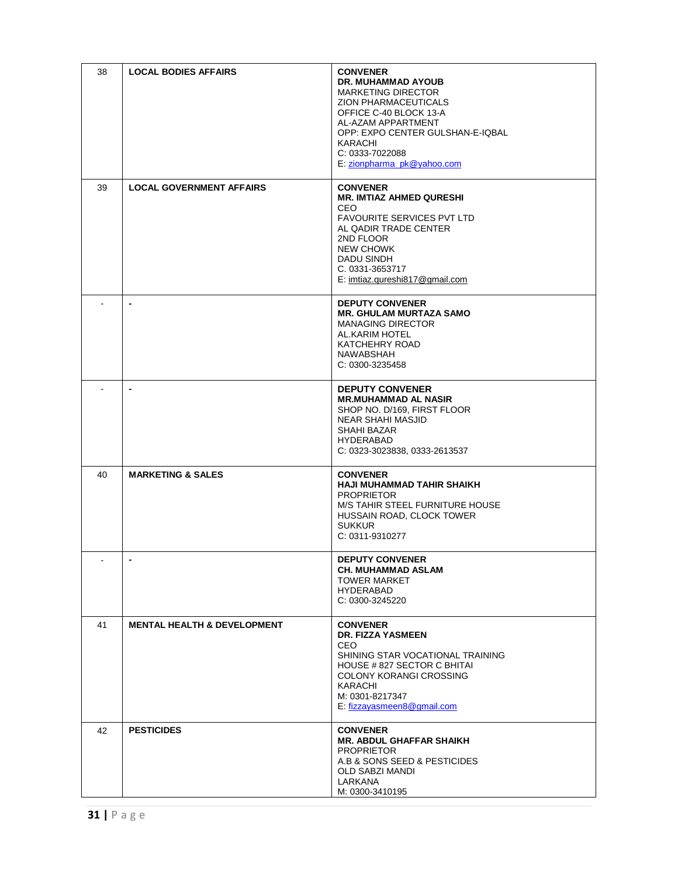| | | |
|---|---|---|
| 38 | **LOCAL BODIES AFFAIRS** | **CONVENER**<br>**DR. MUHAMMAD AYOUB**<br>MARKETING DIRECTOR<br>ZION PHARMACEUTICALS<br>OFFICE C-40 BLOCK 13-A<br>AL-AZAM APPARTMENT<br>OPP: EXPO CENTER GULSHAN-E-IQBAL<br>KARACHI<br>C: 0333-7022088<br>E: zionpharma_pk@yahoo.com |
| 39 | **LOCAL GOVERNMENT AFFAIRS** | **CONVENER**<br>**MR. IMTIAZ AHMED QURESHI**<br>CEO<br>FAVOURITE SERVICES PVT LTD<br>AL QADIR TRADE CENTER<br>2ND FLOOR<br>NEW CHOWK<br>DADU SINDH<br>C. 0331-3653717<br>E: imtiaz.qureshi817@gmail.com |
| - | **-** | **DEPUTY CONVENER**<br>**MR. GHULAM MURTAZA SAMO**<br>MANAGING DIRECTOR<br>AL.KARIM HOTEL<br>KATCHEHRY ROAD<br>NAWABSHAH<br>C: 0300-3235458 |
| - | **-** | **DEPUTY CONVENER**<br>**MR.MUHAMMAD AL NASIR**<br>SHOP NO. D/169, FIRST FLOOR<br>NEAR SHAHI MASJID<br>SHAHI BAZAR<br>HYDERABAD<br>C: 0323-3023838, 0333-2613537 |
| 40 | **MARKETING & SALES** | **CONVENER**<br>**HAJI MUHAMMAD TAHIR SHAIKH**<br>PROPRIETOR<br>M/S TAHIR STEEL FURNITURE HOUSE<br>HUSSAIN ROAD, CLOCK TOWER<br>SUKKUR<br>C: 0311-9310277 |
| - | **-** | **DEPUTY CONVENER**<br>**CH. MUHAMMAD ASLAM**<br>TOWER MARKET<br>HYDERABAD<br>C: 0300-3245220 |
| 41 | **MENTAL HEALTH & DEVELOPMENT** | **CONVENER**<br>**DR. FIZZA YASMEEN**<br>CEO<br>SHINING STAR VOCATIONAL TRAINING<br>HOUSE # 827 SECTOR C BHITAI<br>COLONY KORANGI CROSSING<br>KARACHI<br>M: 0301-8217347<br>E: fizzayasmeen8@gmail.com |
| 42 | **PESTICIDES** | **CONVENER**<br>**MR. ABDUL GHAFFAR SHAIKH**<br>PROPRIETOR<br>A.B & SONS SEED & PESTICIDES<br>OLD SABZI MANDI<br>LARKANA<br>M: 0300-3410195 |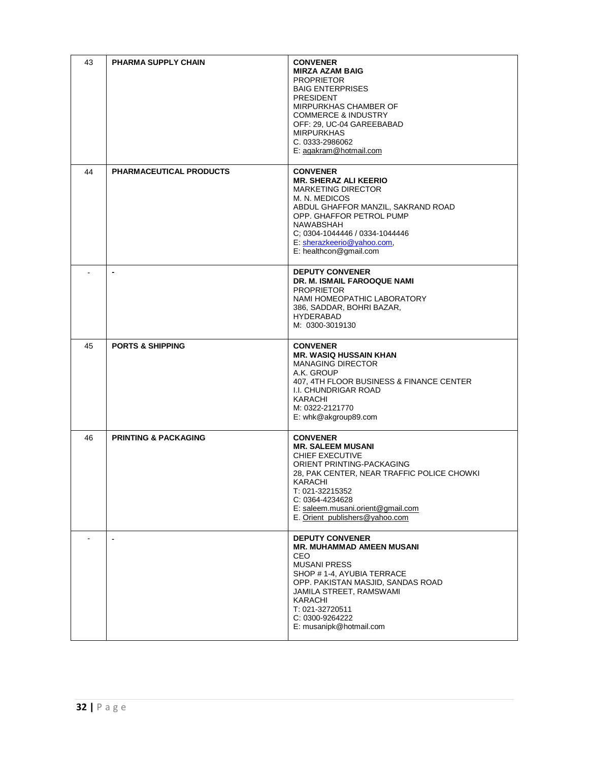| | | |
|---|---|---|
| 43 | **PHARMA SUPPLY CHAIN** | **CONVENER**<br>**MIRZA AZAM BAIG**<br>PROPRIETOR<br>BAIG ENTERPRISES<br>PRESIDENT<br>MIRPURKHAS CHAMBER OF COMMERCE & INDUSTRY<br>OFF: 29, UC-04 GAREEBABAD<br>MIRPURKHAS<br>C. 0333-2986062<br>E: agakram@hotmail.com |
| 44 | **PHARMACEUTICAL PRODUCTS** | **CONVENER**<br>**MR. SHERAZ ALI KEERIO**<br>MARKETING DIRECTOR<br>M. N. MEDICOS<br>ABDUL GHAFFOR MANZIL, SAKRAND ROAD<br>OPP. GHAFFOR PETROL PUMP<br>NAWABSHAH<br>C; 0304-1044446 / 0334-1044446<br>E: sherazkeerio@yahoo.com,<br>E: healthcon@gmail.com |
| - | - | **DEPUTY CONVENER**<br>**DR. M. ISMAIL FAROOQUE NAMI**<br>PROPRIETOR<br>NAMI HOMEOPATHIC LABORATORY<br>386, SADDAR, BOHRI BAZAR,<br>HYDERABAD<br>M: 0300-3019130 |
| 45 | **PORTS & SHIPPING** | **CONVENER**<br>**MR. WASIQ HUSSAIN KHAN**<br>MANAGING DIRECTOR<br>A.K. GROUP<br>407, 4TH FLOOR BUSINESS & FINANCE CENTER<br>I.I. CHUNDRIGAR ROAD<br>KARACHI<br>M: 0322-2121770<br>E: whk@akgroup89.com |
| 46 | **PRINTING & PACKAGING** | **CONVENER**<br>**MR. SALEEM MUSANI**<br>CHIEF EXECUTIVE<br>ORIENT PRINTING-PACKAGING<br>28, PAK CENTER, NEAR TRAFFIC POLICE CHOWKI<br>KARACHI<br>T: 021-32215352<br>C: 0364-4234628<br>E: saleem.musani.orient@gmail.com<br>E. Orient_publishers@yahoo.com |
| - | - | **DEPUTY CONVENER**<br>**MR. MUHAMMAD AMEEN MUSANI**<br>CEO<br>MUSANI PRESS<br>SHOP # 1-4, AYUBIA TERRACE<br>OPP. PAKISTAN MASJID, SANDAS ROAD<br>JAMILA STREET, RAMSWAMI<br>KARACHI<br>T: 021-32720511<br>C: 0300-9264222<br>E: musanipk@hotmail.com |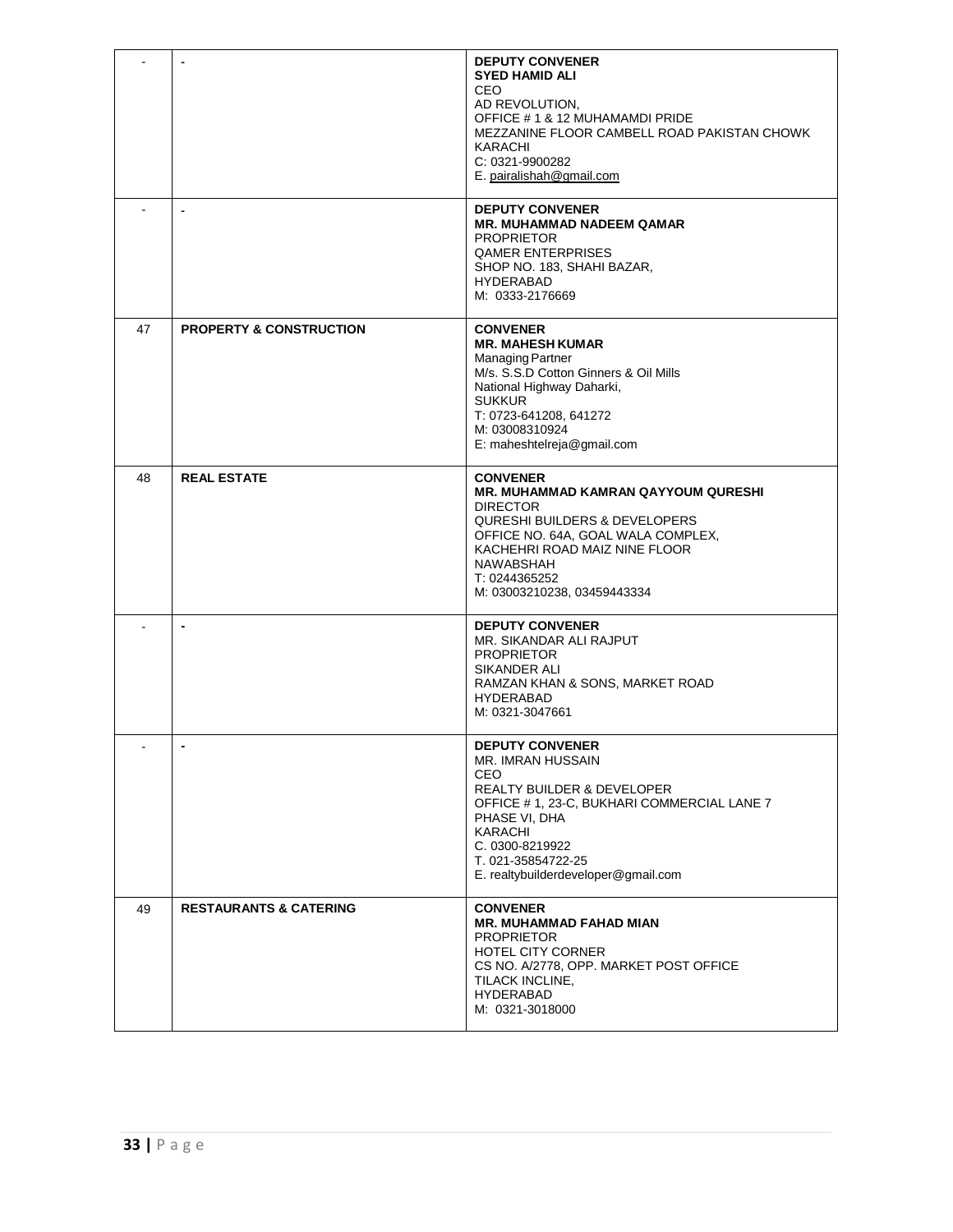| | | |
|---|---|---|
| - | - | **DEPUTY CONVENER**<br>**SYED HAMID ALI**<br>CEO<br>AD REVOLUTION,<br>OFFICE # 1 & 12 MUHAMAMDI PRIDE<br>MEZZANINE FLOOR CAMBELL ROAD PAKISTAN CHOWK<br>KARACHI<br>C: 0321-9900282<br>E. pairalishah@gmail.com |
| - | - | **DEPUTY CONVENER**<br>**MR. MUHAMMAD NADEEM QAMAR**<br>PROPRIETOR<br>QAMER ENTERPRISES<br>SHOP NO. 183, SHAHI BAZAR,<br>HYDERABAD<br>M: 0333-2176669 |
| 47 | **PROPERTY & CONSTRUCTION** | **CONVENER**<br>**MR. MAHESH KUMAR**<br>Managing Partner<br>M/s. S.S.D Cotton Ginners & Oil Mills<br>National Highway Daharki,<br>SUKKUR<br>T: 0723-641208, 641272<br>M: 03008310924<br>E: maheshtelreja@gmail.com |
| 48 | **REAL ESTATE** | **CONVENER**<br>**MR. MUHAMMAD KAMRAN QAYYOUM QURESHI**<br>DIRECTOR<br>QURESHI BUILDERS & DEVELOPERS<br>OFFICE NO. 64A, GOAL WALA COMPLEX,<br>KACHEHRI ROAD MAIZ NINE FLOOR<br>NAWABSHAH<br>T: 0244365252<br>M: 03003210238, 03459443334 |
| - | - | **DEPUTY CONVENER**<br>MR. SIKANDAR ALI RAJPUT<br>PROPRIETOR<br>SIKANDER ALI<br>RAMZAN KHAN & SONS, MARKET ROAD<br>HYDERABAD<br>M: 0321-3047661 |
| - | - | **DEPUTY CONVENER**<br>MR. IMRAN HUSSAIN<br>CEO<br>REALTY BUILDER & DEVELOPER<br>OFFICE # 1, 23-C, BUKHARI COMMERCIAL LANE 7<br>PHASE VI, DHA<br>KARACHI<br>C. 0300-8219922<br>T. 021-35854722-25<br>E. realtybuilderdeveloper@gmail.com |
| 49 | **RESTAURANTS & CATERING** | **CONVENER**<br>**MR. MUHAMMAD FAHAD MIAN**<br>PROPRIETOR<br>HOTEL CITY CORNER<br>CS NO. A/2778, OPP. MARKET POST OFFICE<br>TILACK INCLINE,<br>HYDERABAD<br>M: 0321-3018000 |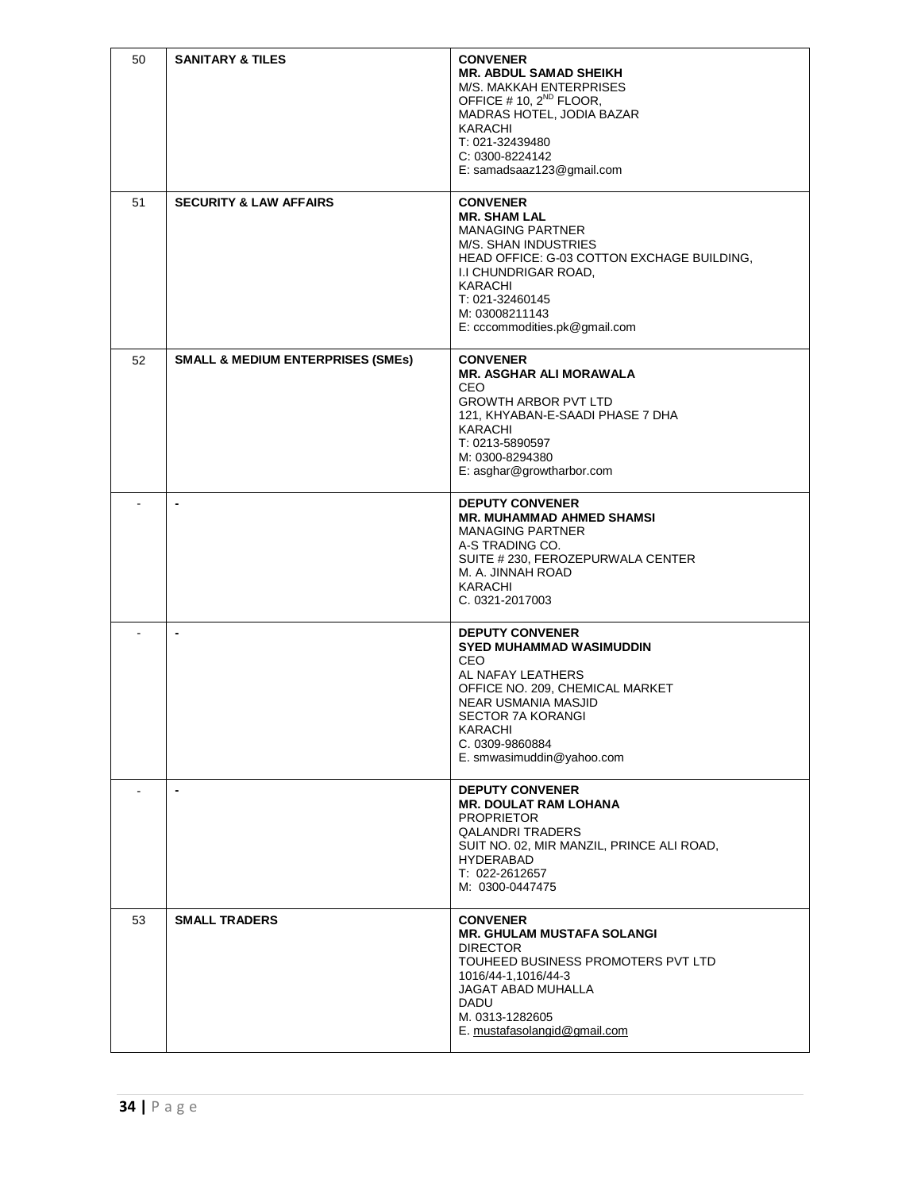| | | |
|---|---|---|
| 50 | **SANITARY & TILES** | **CONVENER**<br>**MR. ABDUL SAMAD SHEIKH**<br>M/S. MAKKAH ENTERPRISES<br>OFFICE # 10, 2[ND] FLOOR,<br>MADRAS HOTEL, JODIA BAZAR<br>KARACHI<br>T: 021-32439480<br>C: 0300-8224142<br>E: samadsaaz123@gmail.com |
| 51 | **SECURITY & LAW AFFAIRS** | **CONVENER**<br>**MR. SHAM LAL**<br>MANAGING PARTNER<br>M/S. SHAN INDUSTRIES<br>HEAD OFFICE: G-03 COTTON EXCHAGE BUILDING,<br>I.I CHUNDRIGAR ROAD,<br>KARACHI<br>T: 021-32460145<br>M: 03008211143<br>E: cccommodities.pk@gmail.com |
| 52 | **SMALL & MEDIUM ENTERPRISES (SMEs)** | **CONVENER**<br>**MR. ASGHAR ALI MORAWALA**<br>CEO<br>GROWTH ARBOR PVT LTD<br>121, KHYABAN-E-SAADI PHASE 7 DHA<br>KARACHI<br>T: 0213-5890597<br>M: 0300-8294380<br>E: asghar@growtharbor.com |
| - | - | **DEPUTY CONVENER**<br>**MR. MUHAMMAD AHMED SHAMSI**<br>MANAGING PARTNER<br>A-S TRADING CO.<br>SUITE # 230, FEROZEPURWALA CENTER<br>M. A. JINNAH ROAD<br>KARACHI<br>C. 0321-2017003 |
| - | - | **DEPUTY CONVENER**<br>**SYED MUHAMMAD WASIMUDDIN**<br>CEO<br>AL NAFAY LEATHERS<br>OFFICE NO. 209, CHEMICAL MARKET<br>NEAR USMANIA MASJID<br>SECTOR 7A KORANGI<br>KARACHI<br>C. 0309-9860884<br>E. smwasimuddin@yahoo.com |
| - | - | **DEPUTY CONVENER**<br>**MR. DOULAT RAM LOHANA**<br>PROPRIETOR<br>QALANDRI TRADERS<br>SUIT NO. 02, MIR MANZIL, PRINCE ALI ROAD,<br>HYDERABAD<br>T: 022-2612657<br>M: 0300-0447475 |
| 53 | **SMALL TRADERS** | **CONVENER**<br>**MR. GHULAM MUSTAFA SOLANGI**<br>DIRECTOR<br>TOUHEED BUSINESS PROMOTERS PVT LTD<br>1016/44-1,1016/44-3<br>JAGAT ABAD MUHALLA<br>DADU<br>M. 0313-1282605<br>E. mustafasolangid@gmail.com |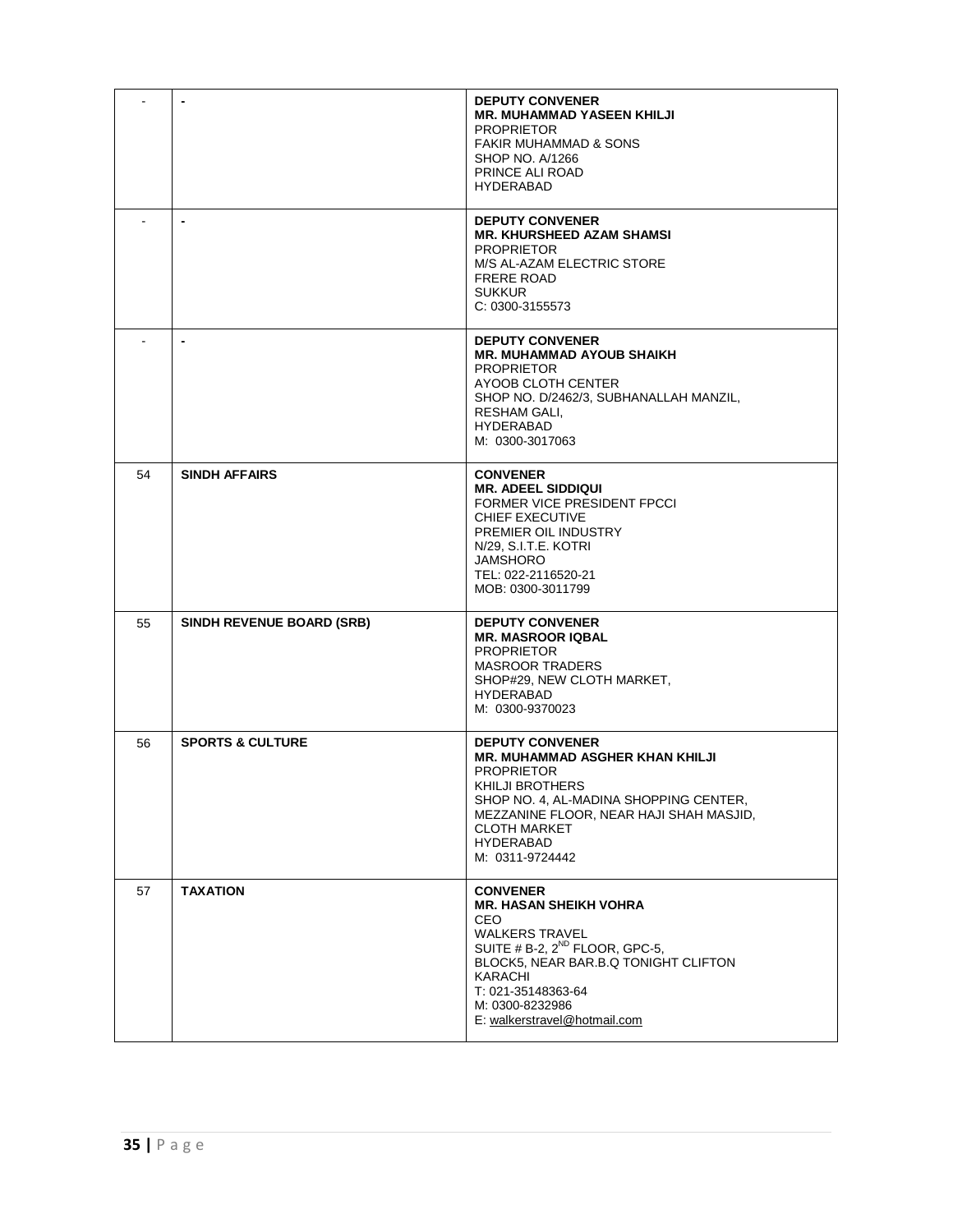| | | |
|---|---|---|
| - | - | **DEPUTY CONVENER**<br>**MR. MUHAMMAD YASEEN KHILJI**<br>PROPRIETOR<br>FAKIR MUHAMMAD & SONS<br>SHOP NO. A/1266<br>PRINCE ALI ROAD<br>HYDERABAD |
| - | - | **DEPUTY CONVENER**<br>**MR. KHURSHEED AZAM SHAMSI**<br>PROPRIETOR<br>M/S AL-AZAM ELECTRIC STORE<br>FRERE ROAD<br>SUKKUR<br>C: 0300-3155573 |
| - | - | **DEPUTY CONVENER**<br>**MR. MUHAMMAD AYOUB SHAIKH**<br>PROPRIETOR<br>AYOOB CLOTH CENTER<br>SHOP NO. D/2462/3, SUBHANALLAH MANZIL,<br>RESHAM GALI,<br>HYDERABAD<br>M: 0300-3017063 |
| 54 | **SINDH AFFAIRS** | **CONVENER**<br>**MR. ADEEL SIDDIQUI**<br>FORMER VICE PRESIDENT FPCCI<br>CHIEF EXECUTIVE<br>PREMIER OIL INDUSTRY<br>N/29, S.I.T.E. KOTRI<br>JAMSHORO<br>TEL: 022-2116520-21<br>MOB: 0300-3011799 |
| 55 | **SINDH REVENUE BOARD (SRB)** | **DEPUTY CONVENER**<br>**MR. MASROOR IQBAL**<br>PROPRIETOR<br>MASROOR TRADERS<br>SHOP#29, NEW CLOTH MARKET,<br>HYDERABAD<br>M: 0300-9370023 |
| 56 | **SPORTS & CULTURE** | **DEPUTY CONVENER**<br>**MR. MUHAMMAD ASGHER KHAN KHILJI**<br>PROPRIETOR<br>KHILJI BROTHERS<br>SHOP NO. 4, AL-MADINA SHOPPING CENTER,<br>MEZZANINE FLOOR, NEAR HAJI SHAH MASJID,<br>CLOTH MARKET<br>HYDERABAD<br>M: 0311-9724442 |
| 57 | **TAXATION** | **CONVENER**<br>**MR. HASAN SHEIKH VOHRA**<br>CEO<br>WALKERS TRAVEL<br>SUITE # B-2, 2ND FLOOR, GPC-5,<br>BLOCK5, NEAR BAR.B.Q TONIGHT CLIFTON<br>KARACHI<br>T: 021-35148363-64<br>M: 0300-8232986<br>E: walkerstravel@hotmail.com |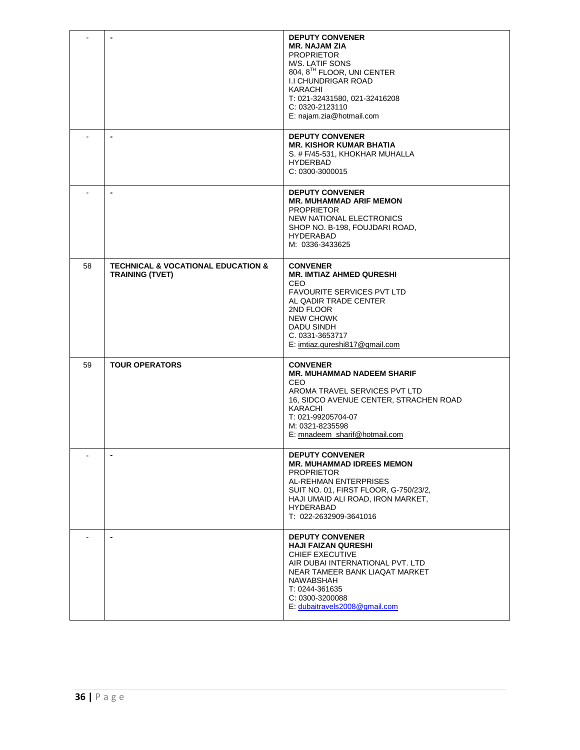| | | |
|---|---|---|
| - | - | **DEPUTY CONVENER**<br>**MR. NAJAM ZIA**<br>PROPRIETOR<br>M/S. LATIF SONS<br>804, 8TH FLOOR, UNI CENTER<br>I.I CHUNDRIGAR ROAD<br>KARACHI<br>T: 021-32431580, 021-32416208<br>C: 0320-2123110<br>E: najam.zia@hotmail.com |
| - | - | **DEPUTY CONVENER**<br>**MR. KISHOR KUMAR BHATIA**<br>S. # F/45-531, KHOKHAR MUHALLA<br>HYDERBAD<br>C: 0300-3000015 |
| - | - | **DEPUTY CONVENER**<br>**MR. MUHAMMAD ARIF MEMON**<br>PROPRIETOR<br>NEW NATIONAL ELECTRONICS<br>SHOP NO. B-198, FOUJDARI ROAD,<br>HYDERABAD<br>M: 0336-3433625 |
| 58 | **TECHNICAL & VOCATIONAL EDUCATION & TRAINING (TVET)** | **CONVENER**<br>**MR. IMTIAZ AHMED QURESHI**<br>CEO<br>FAVOURITE SERVICES PVT LTD<br>AL QADIR TRADE CENTER<br>2ND FLOOR<br>NEW CHOWK<br>DADU SINDH<br>C. 0331-3653717<br>E: imtiaz.qureshi817@gmail.com |
| 59 | **TOUR OPERATORS** | **CONVENER**<br>**MR. MUHAMMAD NADEEM SHARIF**<br>CEO<br>AROMA TRAVEL SERVICES PVT LTD<br>16, SIDCO AVENUE CENTER, STRACHEN ROAD<br>KARACHI<br>T: 021-99205704-07<br>M: 0321-8235598<br>E: mnadeem_sharif@hotmail.com |
| - | - | **DEPUTY CONVENER**<br>**MR. MUHAMMAD IDREES MEMON**<br>PROPRIETOR<br>AL-REHMAN ENTERPRISES<br>SUIT NO. 01, FIRST FLOOR, G-750/23/2,<br>HAJI UMAID ALI ROAD, IRON MARKET,<br>HYDERABAD<br>T: 022-2632909-3641016 |
| - | - | **DEPUTY CONVENER**<br>**HAJI FAIZAN QURESHI**<br>CHIEF EXECUTIVE<br>AIR DUBAI INTERNATIONAL PVT. LTD<br>NEAR TAMEER BANK LIAQAT MARKET<br>NAWABSHAH<br>T: 0244-361635<br>C: 0300-3200088<br>E: dubaitravels2008@gmail.com |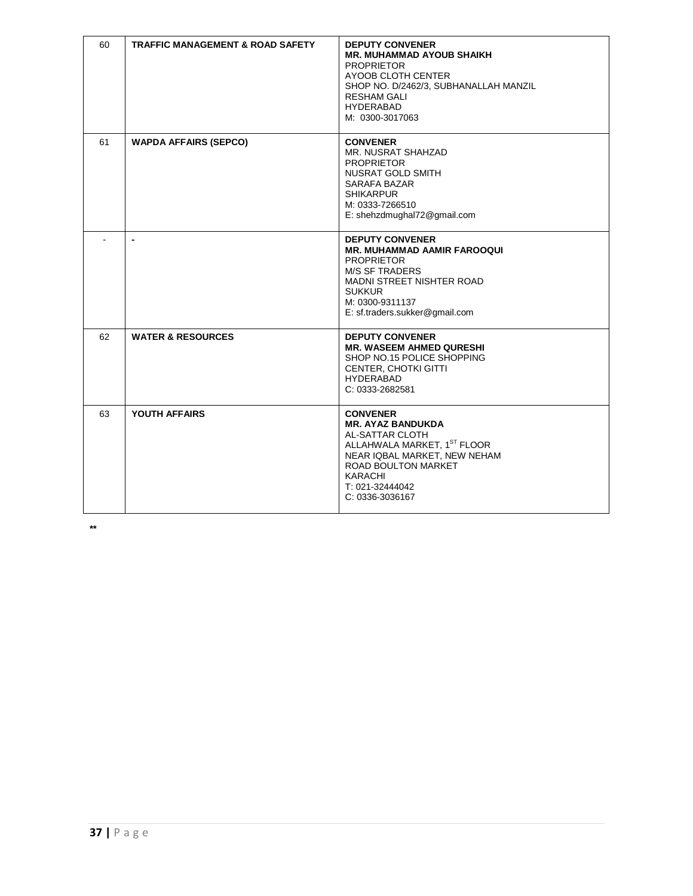| | | |
|---|---|---|
| 60 | **TRAFFIC MANAGEMENT & ROAD SAFETY** | **DEPUTY CONVENER**<br>**MR. MUHAMMAD AYOUB SHAIKH**<br>PROPRIETOR<br>AYOOB CLOTH CENTER<br>SHOP NO. D/2462/3, SUBHANALLAH MANZIL<br>RESHAM GALI<br>HYDERABAD<br>M: 0300-3017063 |
| 61 | **WAPDA AFFAIRS (SEPCO)** | **CONVENER**<br>MR. NUSRAT SHAHZAD<br>PROPRIETOR<br>NUSRAT GOLD SMITH<br>SARAFA BAZAR<br>SHIKARPUR<br>M: 0333-7266510<br>E: shehzdmughal72@gmail.com |
| - | - | **DEPUTY CONVENER**<br>**MR. MUHAMMAD AAMIR FAROOQUI**<br>PROPRIETOR<br>M/S SF TRADERS<br>MADNI STREET NISHTER ROAD<br>SUKKUR<br>M: 0300-9311137<br>E: sf.traders.sukker@gmail.com |
| 62 | **WATER & RESOURCES** | **DEPUTY CONVENER**<br>**MR. WASEEM AHMED QURESHI**<br>SHOP NO.15 POLICE SHOPPING<br>CENTER, CHOTKI GITTI<br>HYDERABAD<br>C: 0333-2682581 |
| 63 | **YOUTH AFFAIRS** | **CONVENER**<br>**MR. AYAZ BANDUKDA**<br>AL-SATTAR CLOTH<br>ALLAHWALA MARKET, 1ST FLOOR<br>NEAR IQBAL MARKET, NEW NEHAM<br>ROAD BOULTON MARKET<br>KARACHI<br>T: 021-32444042<br>C: 0336-3036167 |

**